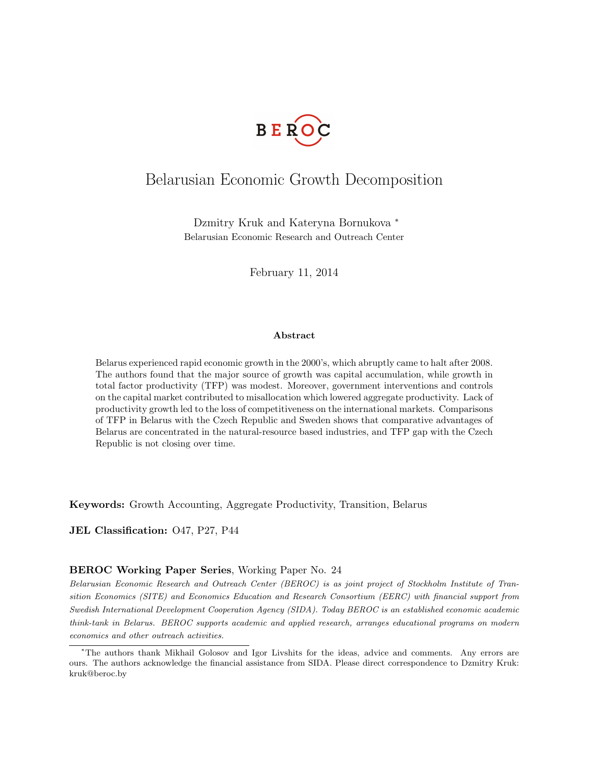BEROC

# Belarusian Economic Growth Decomposition

Dzmitry Kruk and Kateryna Bornukova *
Belarusian Economic Research and Outreach Center

February 11, 2014

### Abstract

Belarus experienced rapid economic growth in the 2000's, which abruptly came to halt after 2008. The authors found that the major source of growth was capital accumulation, while growth in total factor productivity (TFP) was modest. Moreover, government interventions and controls on the capital market contributed to misallocation which lowered aggregate productivity. Lack of productivity growth led to the loss of competitiveness on the international markets. Comparisons of TFP in Belarus with the Czech Republic and Sweden shows that comparative advantages of Belarus are concentrated in the natural-resource based industries, and TFP gap with the Czech Republic is not closing over time.

**Keywords:** Growth Accounting, Aggregate Productivity, Transition, Belarus

**JEL Classification:** O47, P27, P44

**BEROC Working Paper Series**, Working Paper No. 24

*Belarusian Economic Research and Outreach Center (BEROC) is as joint project of Stockholm Institute of Transition Economics (SITE) and Economics Education and Research Consortium (EERC) with financial support from Swedish International Development Cooperation Agency (SIDA). Today BEROC is an established economic academic think-tank in Belarus. BEROC supports academic and applied research, arranges educational programs on modern economics and other outreach activities.*

*The authors thank Mikhail Golosov and Igor Livshits for the ideas, advice and comments. Any errors are ours. The authors acknowledge the financial assistance from SIDA. Please direct correspondence to Dzmitry Kruk: kruk@beroc.by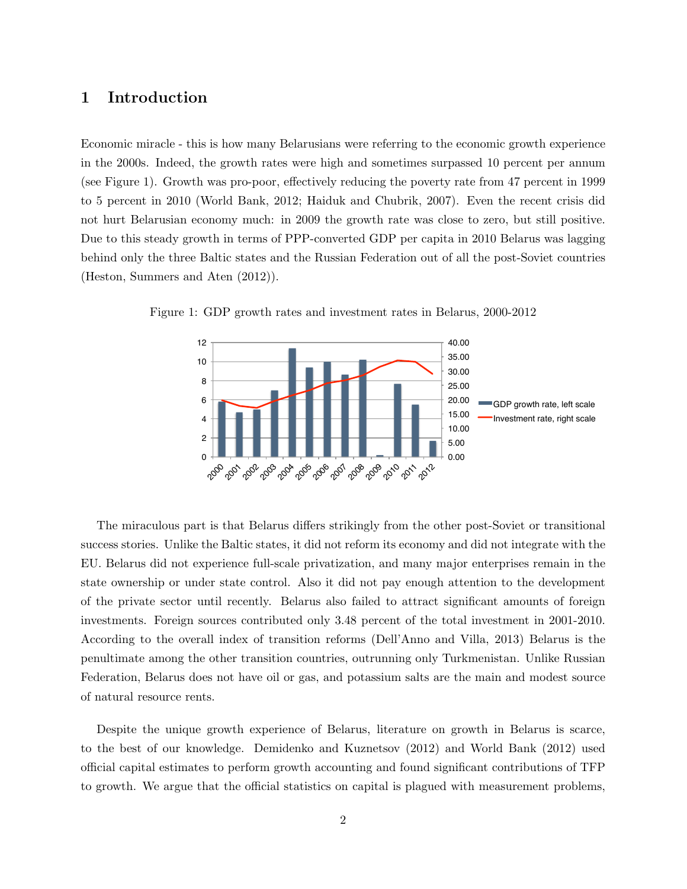# 1 Introduction

Economic miracle - this is how many Belarusians were referring to the economic growth experience in the 2000s. Indeed, the growth rates were high and sometimes surpassed 10 percent per annum (see Figure 1). Growth was pro-poor, effectively reducing the poverty rate from 47 percent in 1999 to 5 percent in 2010 (World Bank, 2012; Haiduk and Chubrik, 2007). Even the recent crisis did not hurt Belarusian economy much: in 2009 the growth rate was close to zero, but still positive. Due to this steady growth in terms of PPP-converted GDP per capita in 2010 Belarus was lagging behind only the three Baltic states and the Russian Federation out of all the post-Soviet countries (Heston, Summers and Aten (2012)).

Figure 1: GDP growth rates and investment rates in Belarus, 2000-2012

The miraculous part is that Belarus differs strikingly from the other post-Soviet or transitional success stories. Unlike the Baltic states, it did not reform its economy and did not integrate with the EU. Belarus did not experience full-scale privatization, and many major enterprises remain in the state ownership or under state control. Also it did not pay enough attention to the development of the private sector until recently. Belarus also failed to attract significant amounts of foreign investments. Foreign sources contributed only 3.48 percent of the total investment in 2001-2010. According to the overall index of transition reforms (Dell'Anno and Villa, 2013) Belarus is the penultimate among the other transition countries, outrunning only Turkmenistan. Unlike Russian Federation, Belarus does not have oil or gas, and potassium salts are the main and modest source of natural resource rents.

Despite the unique growth experience of Belarus, literature on growth in Belarus is scarce, to the best of our knowledge. Demidenko and Kuznetsov (2012) and World Bank (2012) used official capital estimates to perform growth accounting and found significant contributions of TFP to growth. We argue that the official statistics on capital is plagued with measurement problems,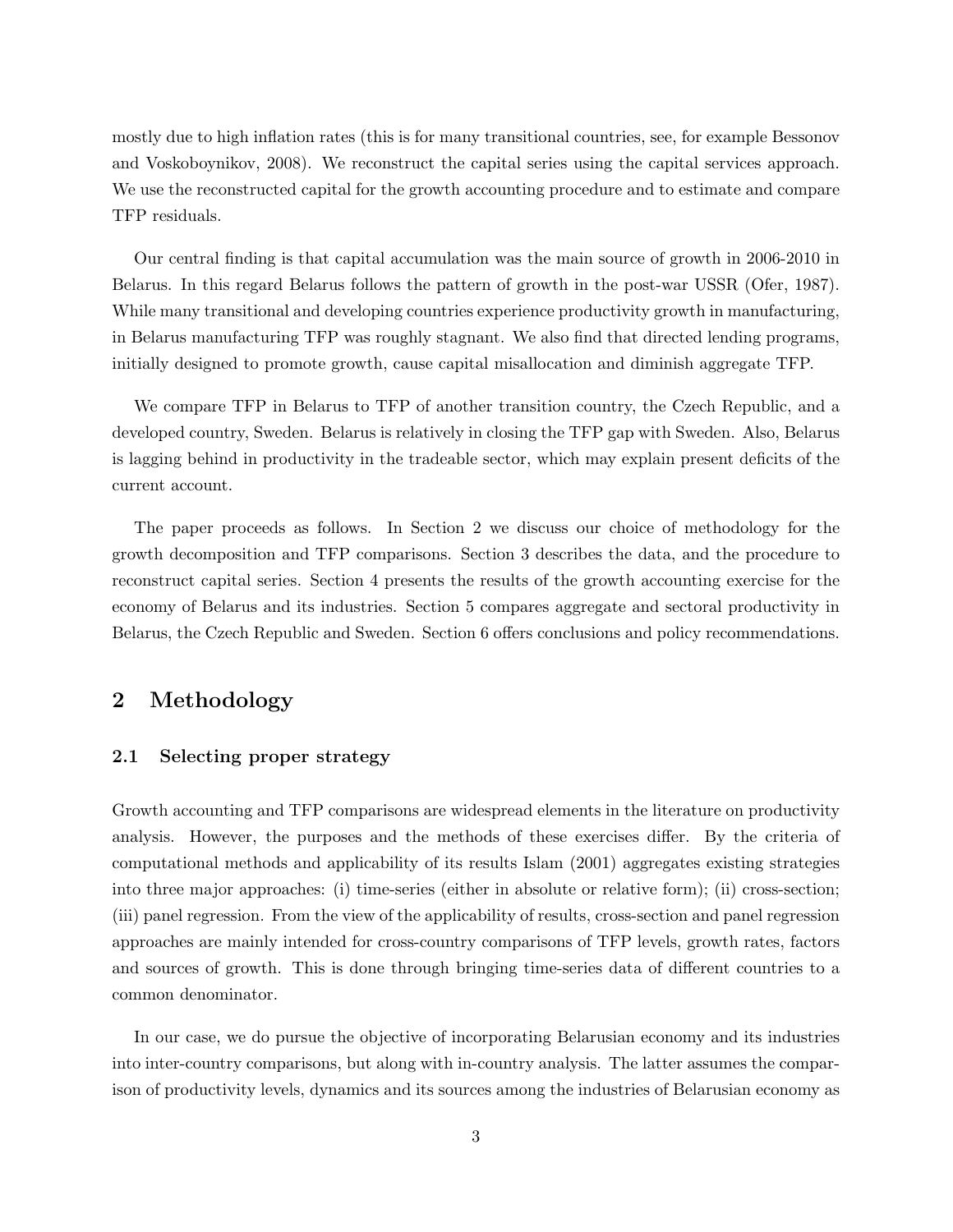mostly due to high inflation rates (this is for many transitional countries, see, for example Bessonov and Voskoboynikov, 2008). We reconstruct the capital series using the capital services approach. We use the reconstructed capital for the growth accounting procedure and to estimate and compare TFP residuals.

Our central finding is that capital accumulation was the main source of growth in 2006-2010 in Belarus. In this regard Belarus follows the pattern of growth in the post-war USSR (Ofer, 1987). While many transitional and developing countries experience productivity growth in manufacturing, in Belarus manufacturing TFP was roughly stagnant. We also find that directed lending programs, initially designed to promote growth, cause capital misallocation and diminish aggregate TFP.

We compare TFP in Belarus to TFP of another transition country, the Czech Republic, and a developed country, Sweden. Belarus is relatively in closing the TFP gap with Sweden. Also, Belarus is lagging behind in productivity in the tradeable sector, which may explain present deficits of the current account.

The paper proceeds as follows. In Section 2 we discuss our choice of methodology for the growth decomposition and TFP comparisons. Section 3 describes the data, and the procedure to reconstruct capital series. Section 4 presents the results of the growth accounting exercise for the economy of Belarus and its industries. Section 5 compares aggregate and sectoral productivity in Belarus, the Czech Republic and Sweden. Section 6 offers conclusions and policy recommendations.

## 2 Methodology

### 2.1 Selecting proper strategy

Growth accounting and TFP comparisons are widespread elements in the literature on productivity analysis. However, the purposes and the methods of these exercises differ. By the criteria of computational methods and applicability of its results Islam (2001) aggregates existing strategies into three major approaches: (i) time-series (either in absolute or relative form); (ii) cross-section; (iii) panel regression. From the view of the applicability of results, cross-section and panel regression approaches are mainly intended for cross-country comparisons of TFP levels, growth rates, factors and sources of growth. This is done through bringing time-series data of different countries to a common denominator.

In our case, we do pursue the objective of incorporating Belarusian economy and its industries into inter-country comparisons, but along with in-country analysis. The latter assumes the comparison of productivity levels, dynamics and its sources among the industries of Belarusian economy as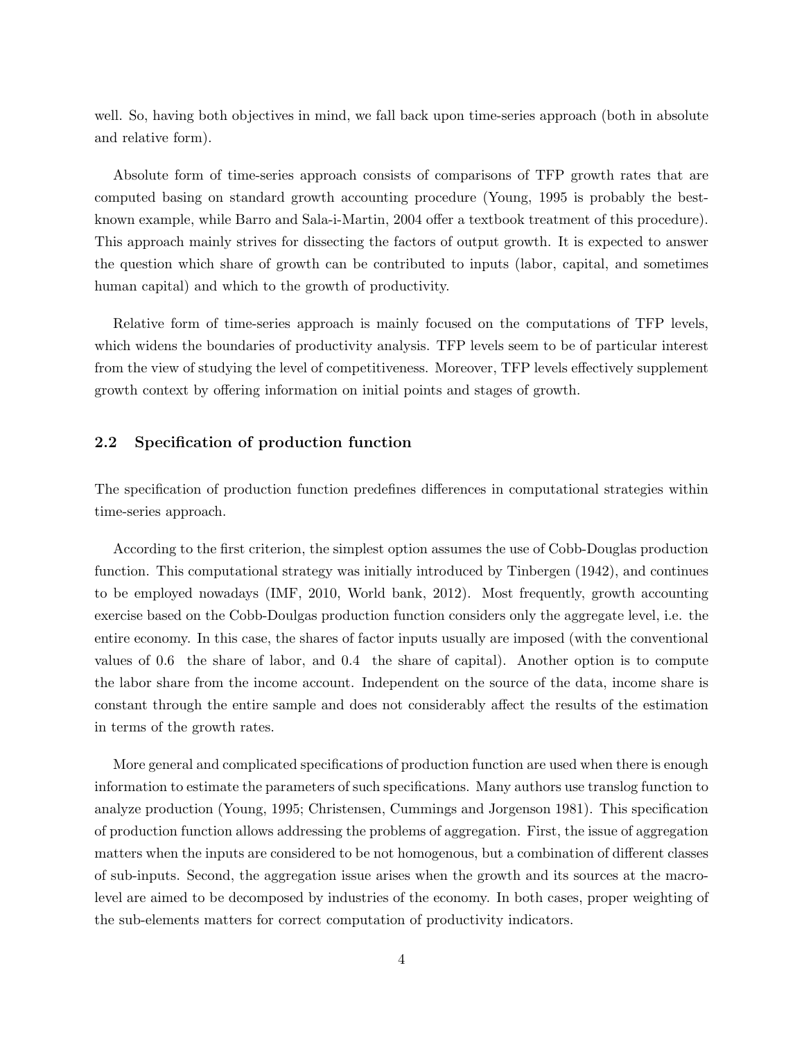well. So, having both objectives in mind, we fall back upon time-series approach (both in absolute and relative form).

Absolute form of time-series approach consists of comparisons of TFP growth rates that are computed basing on standard growth accounting procedure (Young, 1995 is probably the best-known example, while Barro and Sala-i-Martin, 2004 offer a textbook treatment of this procedure). This approach mainly strives for dissecting the factors of output growth. It is expected to answer the question which share of growth can be contributed to inputs (labor, capital, and sometimes human capital) and which to the growth of productivity.

Relative form of time-series approach is mainly focused on the computations of TFP levels, which widens the boundaries of productivity analysis. TFP levels seem to be of particular interest from the view of studying the level of competitiveness. Moreover, TFP levels effectively supplement growth context by offering information on initial points and stages of growth.

## 2.2 Specification of production function

The specification of production function predefines differences in computational strategies within time-series approach.

According to the first criterion, the simplest option assumes the use of Cobb-Douglas production function. This computational strategy was initially introduced by Tinbergen (1942), and continues to be employed nowadays (IMF, 2010, World bank, 2012). Most frequently, growth accounting exercise based on the Cobb-Doulgas production function considers only the aggregate level, i.e. the entire economy. In this case, the shares of factor inputs usually are imposed (with the conventional values of 0.6 the share of labor, and 0.4 the share of capital). Another option is to compute the labor share from the income account. Independent on the source of the data, income share is constant through the entire sample and does not considerably affect the results of the estimation in terms of the growth rates.

More general and complicated specifications of production function are used when there is enough information to estimate the parameters of such specifications. Many authors use translog function to analyze production (Young, 1995; Christensen, Cummings and Jorgenson 1981). This specification of production function allows addressing the problems of aggregation. First, the issue of aggregation matters when the inputs are considered to be not homogenous, but a combination of different classes of sub-inputs. Second, the aggregation issue arises when the growth and its sources at the macro-level are aimed to be decomposed by industries of the economy. In both cases, proper weighting of the sub-elements matters for correct computation of productivity indicators.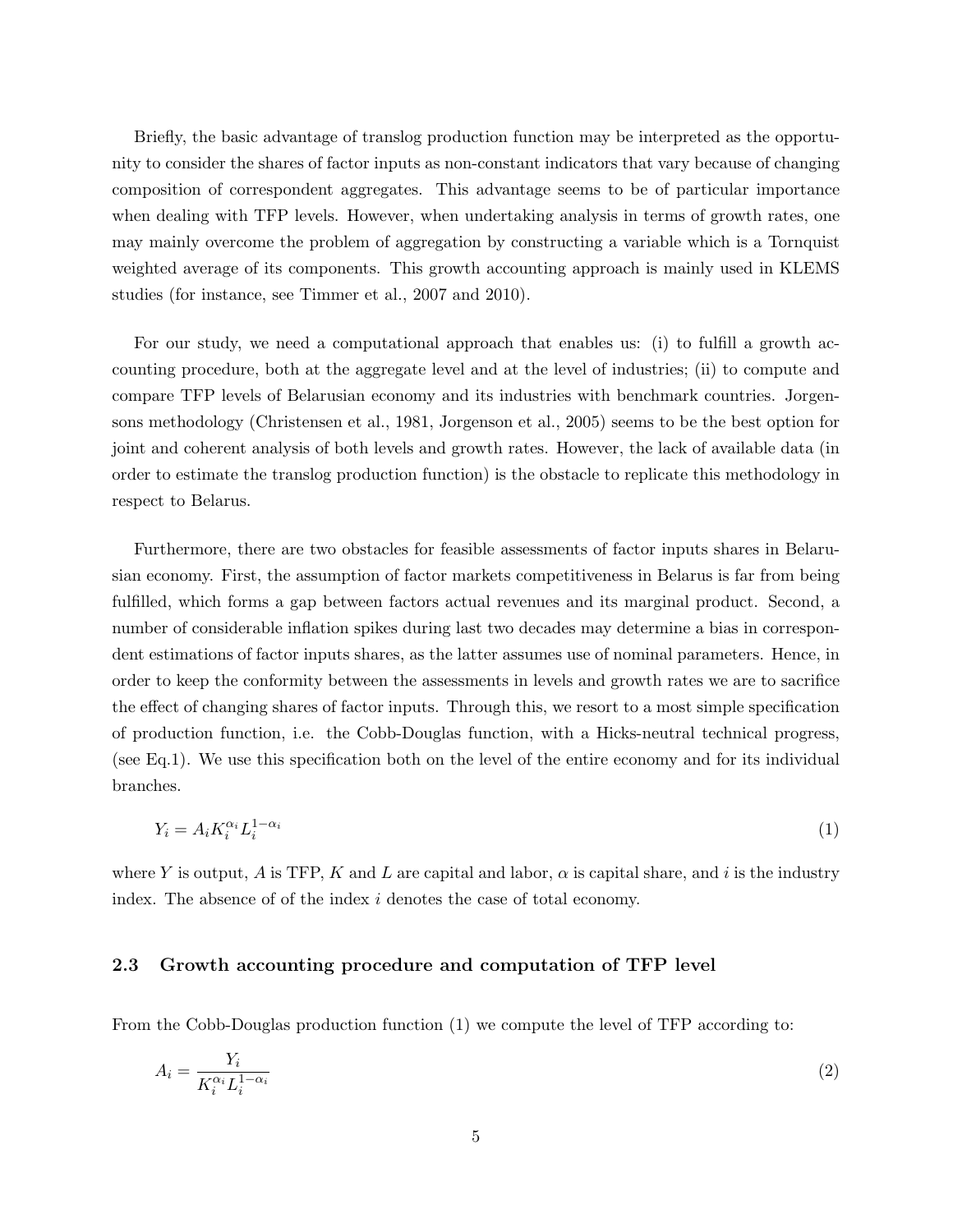Briefly, the basic advantage of translog production function may be interpreted as the opportunity to consider the shares of factor inputs as non-constant indicators that vary because of changing composition of correspondent aggregates. This advantage seems to be of particular importance when dealing with TFP levels. However, when undertaking analysis in terms of growth rates, one may mainly overcome the problem of aggregation by constructing a variable which is a Tornquist weighted average of its components. This growth accounting approach is mainly used in KLEMS studies (for instance, see Timmer et al., 2007 and 2010).

For our study, we need a computational approach that enables us: (i) to fulfill a growth accounting procedure, both at the aggregate level and at the level of industries; (ii) to compute and compare TFP levels of Belarusian economy and its industries with benchmark countries. Jorgensons methodology (Christensen et al., 1981, Jorgenson et al., 2005) seems to be the best option for joint and coherent analysis of both levels and growth rates. However, the lack of available data (in order to estimate the translog production function) is the obstacle to replicate this methodology in respect to Belarus.

Furthermore, there are two obstacles for feasible assessments of factor inputs shares in Belarusian economy. First, the assumption of factor markets competitiveness in Belarus is far from being fulfilled, which forms a gap between factors actual revenues and its marginal product. Second, a number of considerable inflation spikes during last two decades may determine a bias in correspondent estimations of factor inputs shares, as the latter assumes use of nominal parameters. Hence, in order to keep the conformity between the assessments in levels and growth rates we are to sacrifice the effect of changing shares of factor inputs. Through this, we resort to a most simple specification of production function, i.e. the Cobb-Douglas function, with a Hicks-neutral technical progress, (see Eq.1). We use this specification both on the level of the entire economy and for its individual branches.

$$Y_i = A_i K_i^{\alpha_i} L_i^{1-\alpha_i} \tag{1}$$

where $Y$ is output, $A$ is TFP, $K$ and $L$ are capital and labor, $\alpha$ is capital share, and $i$ is the industry index. The absence of of the index $i$ denotes the case of total economy.

### 2.3 Growth accounting procedure and computation of TFP level

From the Cobb-Douglas production function (1) we compute the level of TFP according to:

$$A_i = \frac{Y_i}{K_i^{\alpha_i} L_i^{1-\alpha_i}} \tag{2}$$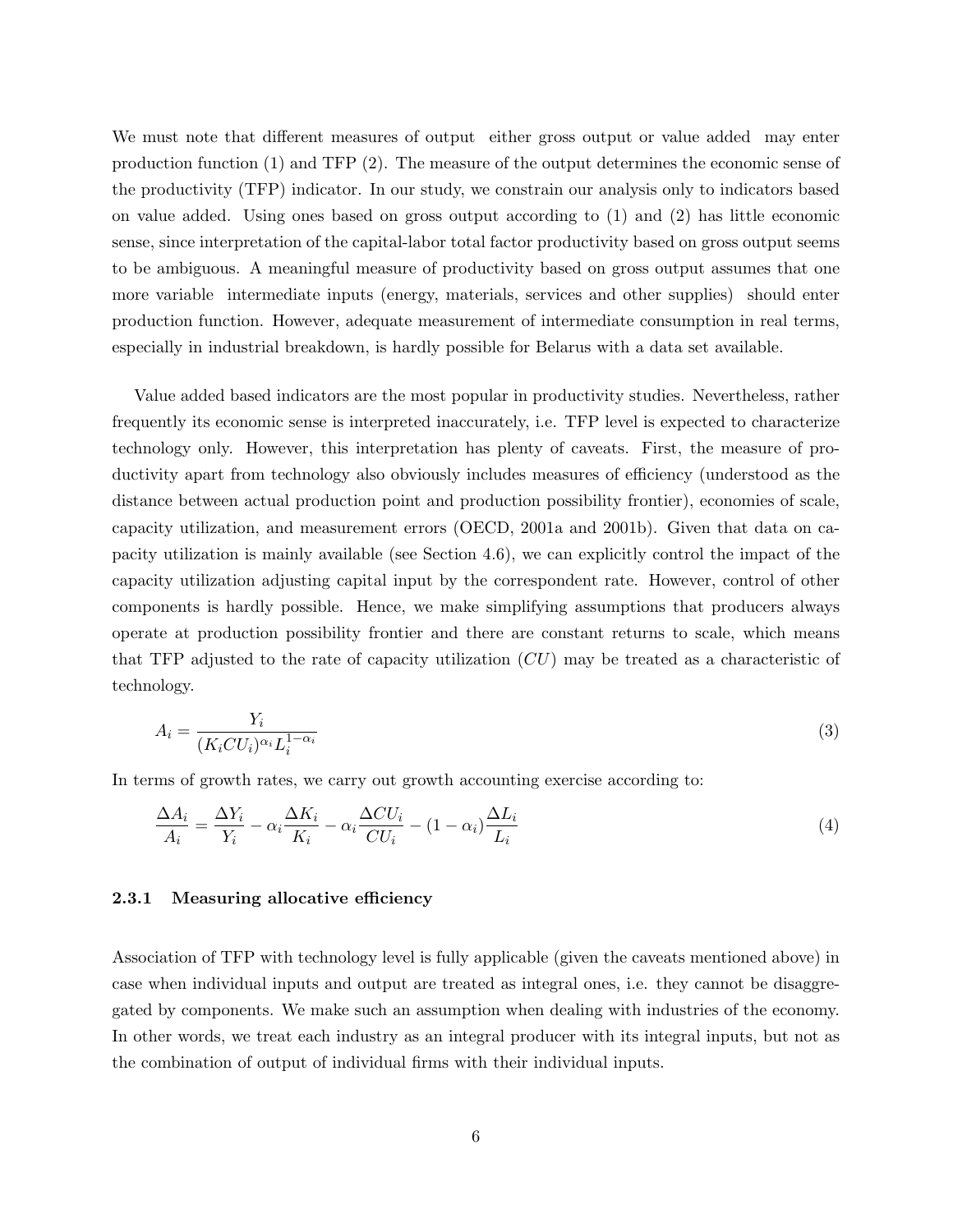We must note that different measures of output  either gross output or value added  may enter production function (1) and TFP (2). The measure of the output determines the economic sense of the productivity (TFP) indicator. In our study, we constrain our analysis only to indicators based on value added. Using ones based on gross output according to (1) and (2) has little economic sense, since interpretation of the capital-labor total factor productivity based on gross output seems to be ambiguous. A meaningful measure of productivity based on gross output assumes that one more variable  intermediate inputs (energy, materials, services and other supplies)  should enter production function. However, adequate measurement of intermediate consumption in real terms, especially in industrial breakdown, is hardly possible for Belarus with a data set available.

Value added based indicators are the most popular in productivity studies. Nevertheless, rather frequently its economic sense is interpreted inaccurately, i.e. TFP level is expected to characterize technology only. However, this interpretation has plenty of caveats. First, the measure of productivity apart from technology also obviously includes measures of efficiency (understood as the distance between actual production point and production possibility frontier), economies of scale, capacity utilization, and measurement errors (OECD, 2001a and 2001b). Given that data on capacity utilization is mainly available (see Section 4.6), we can explicitly control the impact of the capacity utilization adjusting capital input by the correspondent rate. However, control of other components is hardly possible. Hence, we make simplifying assumptions that producers always operate at production possibility frontier and there are constant returns to scale, which means that TFP adjusted to the rate of capacity utilization ($CU$) may be treated as a characteristic of technology.

$$A_i = \frac{Y_i}{(K_i CU_i)^{\alpha_i} L_i^{1-\alpha_i}} \tag{3}$$

In terms of growth rates, we carry out growth accounting exercise according to:

$$\frac{\Delta A_i}{A_i} = \frac{\Delta Y_i}{Y_i} - \alpha_i \frac{\Delta K_i}{K_i} - \alpha_i \frac{\Delta CU_i}{CU_i} - (1 - \alpha_i) \frac{\Delta L_i}{L_i} \tag{4}$$

#### 2.3.1 Measuring allocative efficiency

Association of TFP with technology level is fully applicable (given the caveats mentioned above) in case when individual inputs and output are treated as integral ones, i.e. they cannot be disaggregated by components. We make such an assumption when dealing with industries of the economy. In other words, we treat each industry as an integral producer with its integral inputs, but not as the combination of output of individual firms with their individual inputs.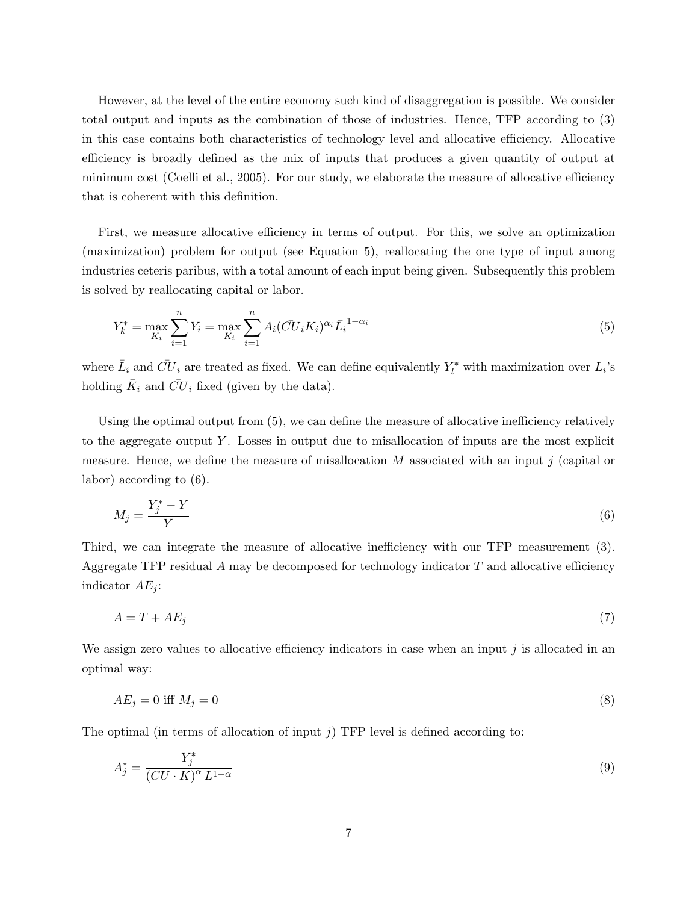However, at the level of the entire economy such kind of disaggregation is possible. We consider total output and inputs as the combination of those of industries. Hence, TFP according to (3) in this case contains both characteristics of technology level and allocative efficiency. Allocative efficiency is broadly defined as the mix of inputs that produces a given quantity of output at minimum cost (Coelli et al., 2005). For our study, we elaborate the measure of allocative efficiency that is coherent with this definition.

First, we measure allocative efficiency in terms of output. For this, we solve an optimization (maximization) problem for output (see Equation 5), reallocating the one type of input among industries ceteris paribus, with a total amount of each input being given. Subsequently this problem is solved by reallocating capital or labor.

$$Y_k^* = \max_{K_i} \sum_{i=1}^{n} Y_i = \max_{K_i} \sum_{i=1}^{n} A_i (\bar{CU}_i K_i)^{\alpha_i} \bar{L}_i^{1-\alpha_i} \tag{5}$$

where $\bar{L}_i$ and $\bar{CU}_i$ are treated as fixed. We can define equivalently $Y_l^*$ with maximization over $L_i$'s holding $\bar{K}_i$ and $\bar{CU}_i$ fixed (given by the data).

Using the optimal output from (5), we can define the measure of allocative inefficiency relatively to the aggregate output $Y$. Losses in output due to misallocation of inputs are the most explicit measure. Hence, we define the measure of misallocation $M$ associated with an input $j$ (capital or labor) according to (6).

$$M_j = \frac{Y_j^* - Y}{Y} \tag{6}$$

Third, we can integrate the measure of allocative inefficiency with our TFP measurement (3). Aggregate TFP residual $A$ may be decomposed for technology indicator $T$ and allocative efficiency indicator $AE_j$:

$$A = T + AE_j \tag{7}$$

We assign zero values to allocative efficiency indicators in case when an input $j$ is allocated in an optimal way:

$$AE_j = 0 \text{ iff } M_j = 0 \tag{8}$$

The optimal (in terms of allocation of input $j$) TFP level is defined according to:

$$A_j^* = \frac{Y_j^*}{(CU \cdot K)^{\alpha} L^{1-\alpha}} \tag{9}$$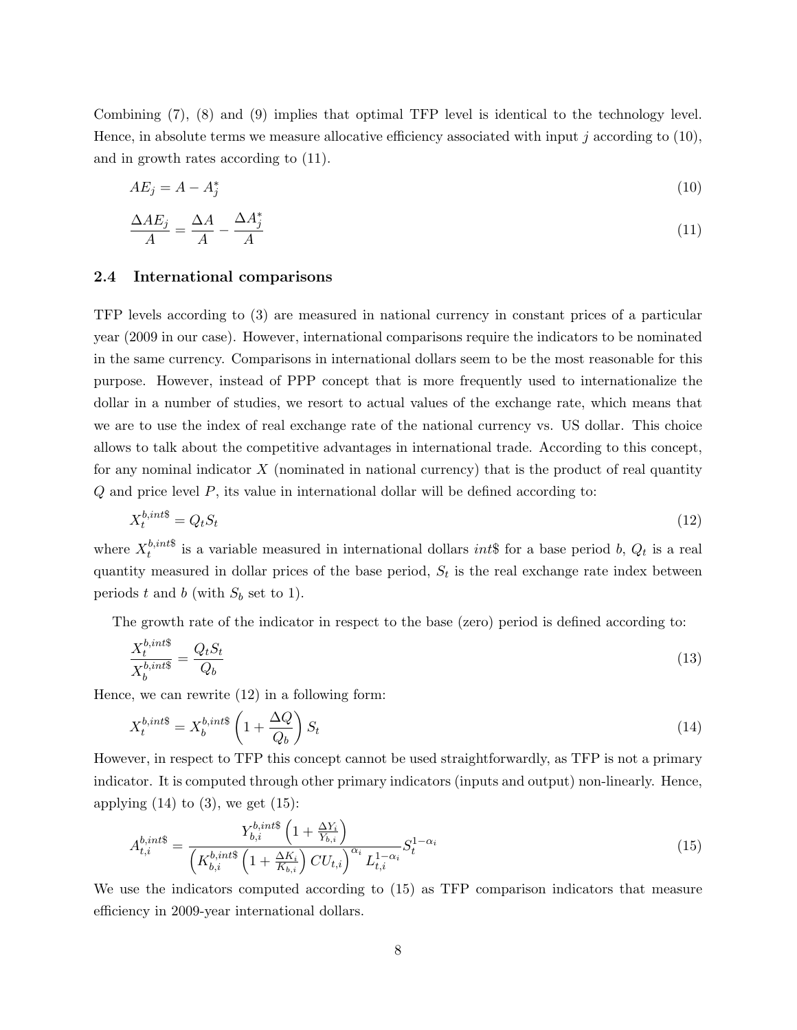Combining (7), (8) and (9) implies that optimal TFP level is identical to the technology level. Hence, in absolute terms we measure allocative efficiency associated with input $j$ according to (10), and in growth rates according to (11).

$$AE_j = A - A_j^* \tag{10}$$

$$\frac{\Delta AE_j}{A} = \frac{\Delta A}{A} - \frac{\Delta A_j^*}{A} \tag{11}$$

### 2.4 International comparisons

TFP levels according to (3) are measured in national currency in constant prices of a particular year (2009 in our case). However, international comparisons require the indicators to be nominated in the same currency. Comparisons in international dollars seem to be the most reasonable for this purpose. However, instead of PPP concept that is more frequently used to internationalize the dollar in a number of studies, we resort to actual values of the exchange rate, which means that we are to use the index of real exchange rate of the national currency vs. US dollar. This choice allows to talk about the competitive advantages in international trade. According to this concept, for any nominal indicator $X$ (nominated in national currency) that is the product of real quantity $Q$ and price level $P$, its value in international dollar will be defined according to:

$$X_t^{b,int\$} = Q_t S_t \tag{12}$$

where $X_t^{b,int\$}$ is a variable measured in international dollars $int\$$ for a base period $b$, $Q_t$ is a real quantity measured in dollar prices of the base period, $S_t$ is the real exchange rate index between periods $t$ and $b$ (with $S_b$ set to 1).

The growth rate of the indicator in respect to the base (zero) period is defined according to:

$$\frac{X_t^{b,int\$}}{X_b^{b,int\$}} = \frac{Q_t S_t}{Q_b} \tag{13}$$

Hence, we can rewrite (12) in a following form:

$$X_t^{b,int\$} = X_b^{b,int\$} \left(1 + \frac{\Delta Q}{Q_b}\right) S_t \tag{14}$$

However, in respect to TFP this concept cannot be used straightforwardly, as TFP is not a primary indicator. It is computed through other primary indicators (inputs and output) non-linearly. Hence, applying (14) to (3), we get (15):

$$A_{t,i}^{b,int\$} = \frac{Y_{b,i}^{b,int\$}\left(1 + \frac{\Delta Y_i}{Y_{b,i}}\right)}{\left(K_{b,i}^{b,int\$}\left(1 + \frac{\Delta K_i}{K_{b,i}}\right) CU_{t,i}\right)^{\alpha_i} L_{t,i}^{1-\alpha_i}} S_t^{1-\alpha_i} \tag{15}$$

We use the indicators computed according to (15) as TFP comparison indicators that measure efficiency in 2009-year international dollars.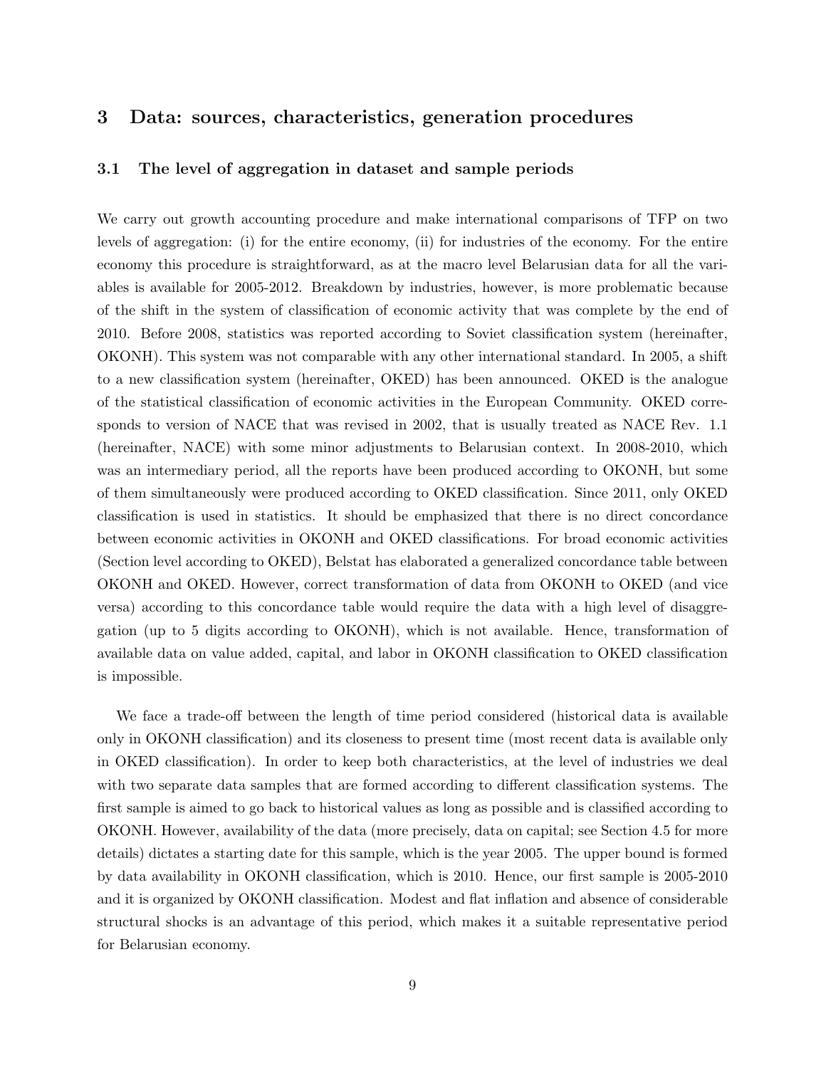## 3 Data: sources, characteristics, generation procedures

### 3.1 The level of aggregation in dataset and sample periods

We carry out growth accounting procedure and make international comparisons of TFP on two levels of aggregation: (i) for the entire economy, (ii) for industries of the economy. For the entire economy this procedure is straightforward, as at the macro level Belarusian data for all the variables is available for 2005-2012. Breakdown by industries, however, is more problematic because of the shift in the system of classification of economic activity that was complete by the end of 2010. Before 2008, statistics was reported according to Soviet classification system (hereinafter, OKONH). This system was not comparable with any other international standard. In 2005, a shift to a new classification system (hereinafter, OKED) has been announced. OKED is the analogue of the statistical classification of economic activities in the European Community. OKED corresponds to version of NACE that was revised in 2002, that is usually treated as NACE Rev. 1.1 (hereinafter, NACE) with some minor adjustments to Belarusian context. In 2008-2010, which was an intermediary period, all the reports have been produced according to OKONH, but some of them simultaneously were produced according to OKED classification. Since 2011, only OKED classification is used in statistics. It should be emphasized that there is no direct concordance between economic activities in OKONH and OKED classifications. For broad economic activities (Section level according to OKED), Belstat has elaborated a generalized concordance table between OKONH and OKED. However, correct transformation of data from OKONH to OKED (and vice versa) according to this concordance table would require the data with a high level of disaggregation (up to 5 digits according to OKONH), which is not available. Hence, transformation of available data on value added, capital, and labor in OKONH classification to OKED classification is impossible.

We face a trade-off between the length of time period considered (historical data is available only in OKONH classification) and its closeness to present time (most recent data is available only in OKED classification). In order to keep both characteristics, at the level of industries we deal with two separate data samples that are formed according to different classification systems. The first sample is aimed to go back to historical values as long as possible and is classified according to OKONH. However, availability of the data (more precisely, data on capital; see Section 4.5 for more details) dictates a starting date for this sample, which is the year 2005. The upper bound is formed by data availability in OKONH classification, which is 2010. Hence, our first sample is 2005-2010 and it is organized by OKONH classification. Modest and flat inflation and absence of considerable structural shocks is an advantage of this period, which makes it a suitable representative period for Belarusian economy.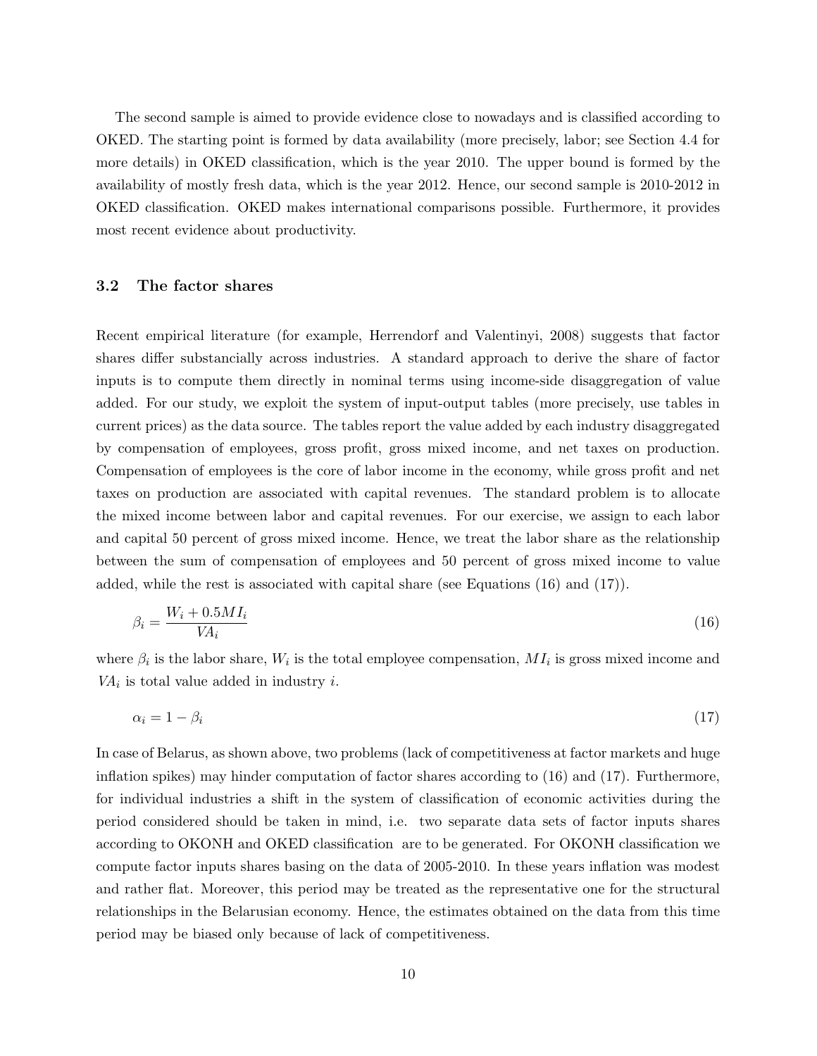The second sample is aimed to provide evidence close to nowadays and is classified according to OKED. The starting point is formed by data availability (more precisely, labor; see Section 4.4 for more details) in OKED classification, which is the year 2010. The upper bound is formed by the availability of mostly fresh data, which is the year 2012. Hence, our second sample is 2010-2012 in OKED classification. OKED makes international comparisons possible. Furthermore, it provides most recent evidence about productivity.

### 3.2 The factor shares

Recent empirical literature (for example, Herrendorf and Valentinyi, 2008) suggests that factor shares differ substancially across industries. A standard approach to derive the share of factor inputs is to compute them directly in nominal terms using income-side disaggregation of value added. For our study, we exploit the system of input-output tables (more precisely, use tables in current prices) as the data source. The tables report the value added by each industry disaggregated by compensation of employees, gross profit, gross mixed income, and net taxes on production. Compensation of employees is the core of labor income in the economy, while gross profit and net taxes on production are associated with capital revenues. The standard problem is to allocate the mixed income between labor and capital revenues. For our exercise, we assign to each labor and capital 50 percent of gross mixed income. Hence, we treat the labor share as the relationship between the sum of compensation of employees and 50 percent of gross mixed income to value added, while the rest is associated with capital share (see Equations (16) and (17)).

$$\beta_i = \frac{W_i + 0.5MI_i}{VA_i} \tag{16}$$

where $\beta_i$ is the labor share, $W_i$ is the total employee compensation, $MI_i$ is gross mixed income and $VA_i$ is total value added in industry $i$.

$$\alpha_i = 1 - \beta_i \tag{17}$$

In case of Belarus, as shown above, two problems (lack of competitiveness at factor markets and huge inflation spikes) may hinder computation of factor shares according to (16) and (17). Furthermore, for individual industries a shift in the system of classification of economic activities during the period considered should be taken in mind, i.e. two separate data sets of factor inputs shares according to OKONH and OKED classification are to be generated. For OKONH classification we compute factor inputs shares basing on the data of 2005-2010. In these years inflation was modest and rather flat. Moreover, this period may be treated as the representative one for the structural relationships in the Belarusian economy. Hence, the estimates obtained on the data from this time period may be biased only because of lack of competitiveness.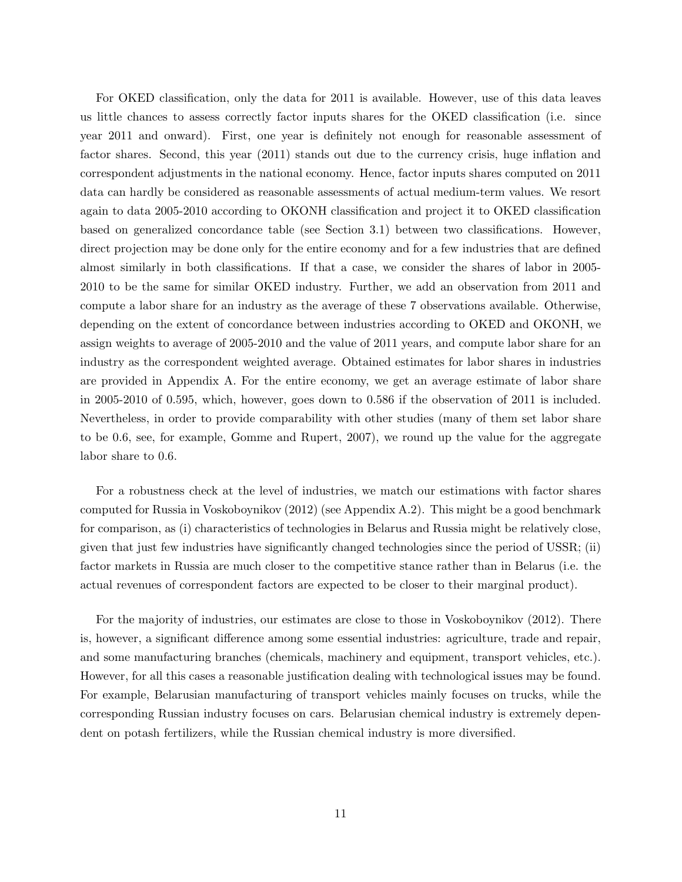For OKED classification, only the data for 2011 is available. However, use of this data leaves us little chances to assess correctly factor inputs shares for the OKED classification (i.e. since year 2011 and onward). First, one year is definitely not enough for reasonable assessment of factor shares. Second, this year (2011) stands out due to the currency crisis, huge inflation and correspondent adjustments in the national economy. Hence, factor inputs shares computed on 2011 data can hardly be considered as reasonable assessments of actual medium-term values. We resort again to data 2005-2010 according to OKONH classification and project it to OKED classification based on generalized concordance table (see Section 3.1) between two classifications. However, direct projection may be done only for the entire economy and for a few industries that are defined almost similarly in both classifications. If that a case, we consider the shares of labor in 2005-2010 to be the same for similar OKED industry. Further, we add an observation from 2011 and compute a labor share for an industry as the average of these 7 observations available. Otherwise, depending on the extent of concordance between industries according to OKED and OKONH, we assign weights to average of 2005-2010 and the value of 2011 years, and compute labor share for an industry as the correspondent weighted average. Obtained estimates for labor shares in industries are provided in Appendix A. For the entire economy, we get an average estimate of labor share in 2005-2010 of 0.595, which, however, goes down to 0.586 if the observation of 2011 is included. Nevertheless, in order to provide comparability with other studies (many of them set labor share to be 0.6, see, for example, Gomme and Rupert, 2007), we round up the value for the aggregate labor share to 0.6.

For a robustness check at the level of industries, we match our estimations with factor shares computed for Russia in Voskoboynikov (2012) (see Appendix A.2). This might be a good benchmark for comparison, as (i) characteristics of technologies in Belarus and Russia might be relatively close, given that just few industries have significantly changed technologies since the period of USSR; (ii) factor markets in Russia are much closer to the competitive stance rather than in Belarus (i.e. the actual revenues of correspondent factors are expected to be closer to their marginal product).

For the majority of industries, our estimates are close to those in Voskoboynikov (2012). There is, however, a significant difference among some essential industries: agriculture, trade and repair, and some manufacturing branches (chemicals, machinery and equipment, transport vehicles, etc.). However, for all this cases a reasonable justification dealing with technological issues may be found. For example, Belarusian manufacturing of transport vehicles mainly focuses on trucks, while the corresponding Russian industry focuses on cars. Belarusian chemical industry is extremely dependent on potash fertilizers, while the Russian chemical industry is more diversified.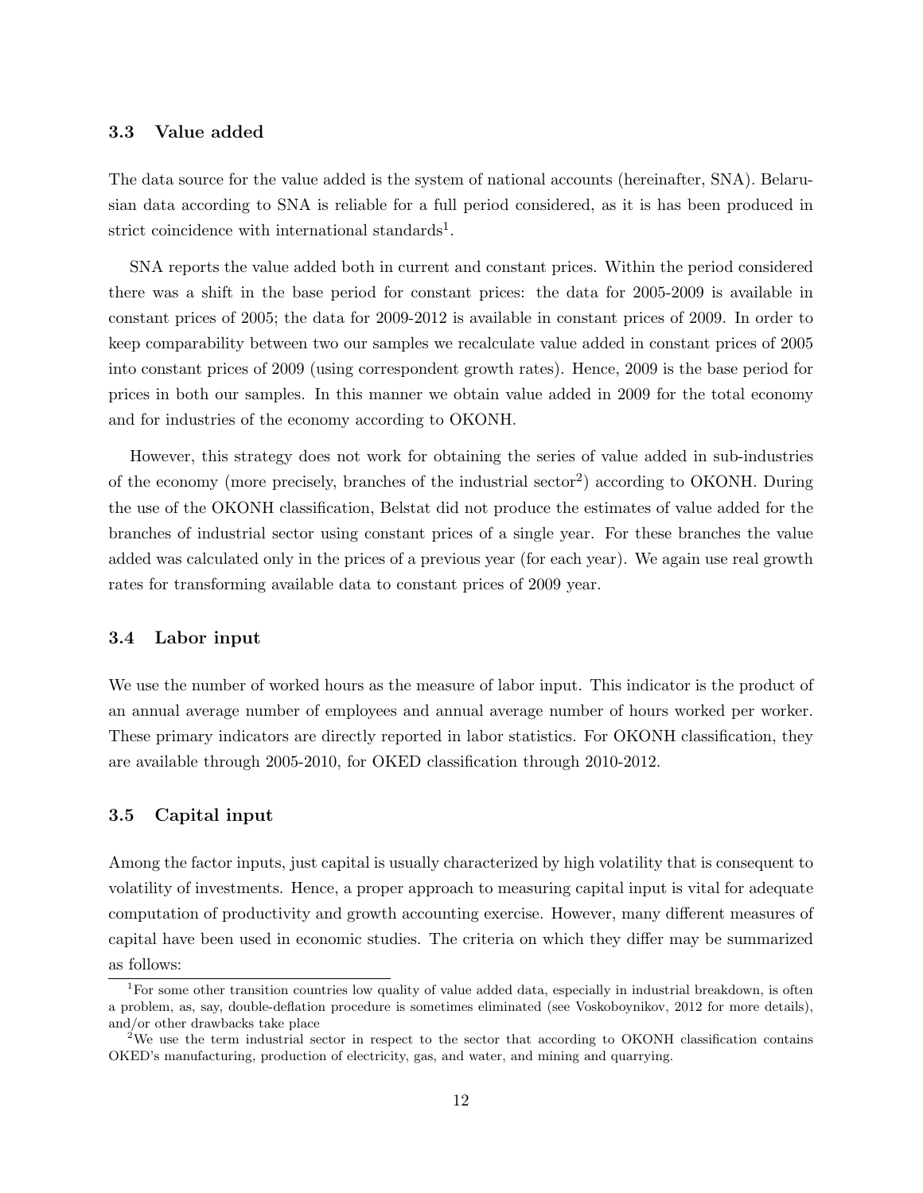### 3.3 Value added

The data source for the value added is the system of national accounts (hereinafter, SNA). Belarusian data according to SNA is reliable for a full period considered, as it is has been produced in strict coincidence with international standards[1].

SNA reports the value added both in current and constant prices. Within the period considered there was a shift in the base period for constant prices: the data for 2005-2009 is available in constant prices of 2005; the data for 2009-2012 is available in constant prices of 2009. In order to keep comparability between two our samples we recalculate value added in constant prices of 2005 into constant prices of 2009 (using correspondent growth rates). Hence, 2009 is the base period for prices in both our samples. In this manner we obtain value added in 2009 for the total economy and for industries of the economy according to OKONH.

However, this strategy does not work for obtaining the series of value added in sub-industries of the economy (more precisely, branches of the industrial sector[2]) according to OKONH. During the use of the OKONH classification, Belstat did not produce the estimates of value added for the branches of industrial sector using constant prices of a single year. For these branches the value added was calculated only in the prices of a previous year (for each year). We again use real growth rates for transforming available data to constant prices of 2009 year.

### 3.4 Labor input

We use the number of worked hours as the measure of labor input. This indicator is the product of an annual average number of employees and annual average number of hours worked per worker. These primary indicators are directly reported in labor statistics. For OKONH classification, they are available through 2005-2010, for OKED classification through 2010-2012.

### 3.5 Capital input

Among the factor inputs, just capital is usually characterized by high volatility that is consequent to volatility of investments. Hence, a proper approach to measuring capital input is vital for adequate computation of productivity and growth accounting exercise. However, many different measures of capital have been used in economic studies. The criteria on which they differ may be summarized as follows:

---

[1] For some other transition countries low quality of value added data, especially in industrial breakdown, is often a problem, as, say, double-deflation procedure is sometimes eliminated (see Voskoboynikov, 2012 for more details), and/or other drawbacks take place

[2] We use the term industrial sector in respect to the sector that according to OKONH classification contains OKED's manufacturing, production of electricity, gas, and water, and mining and quarrying.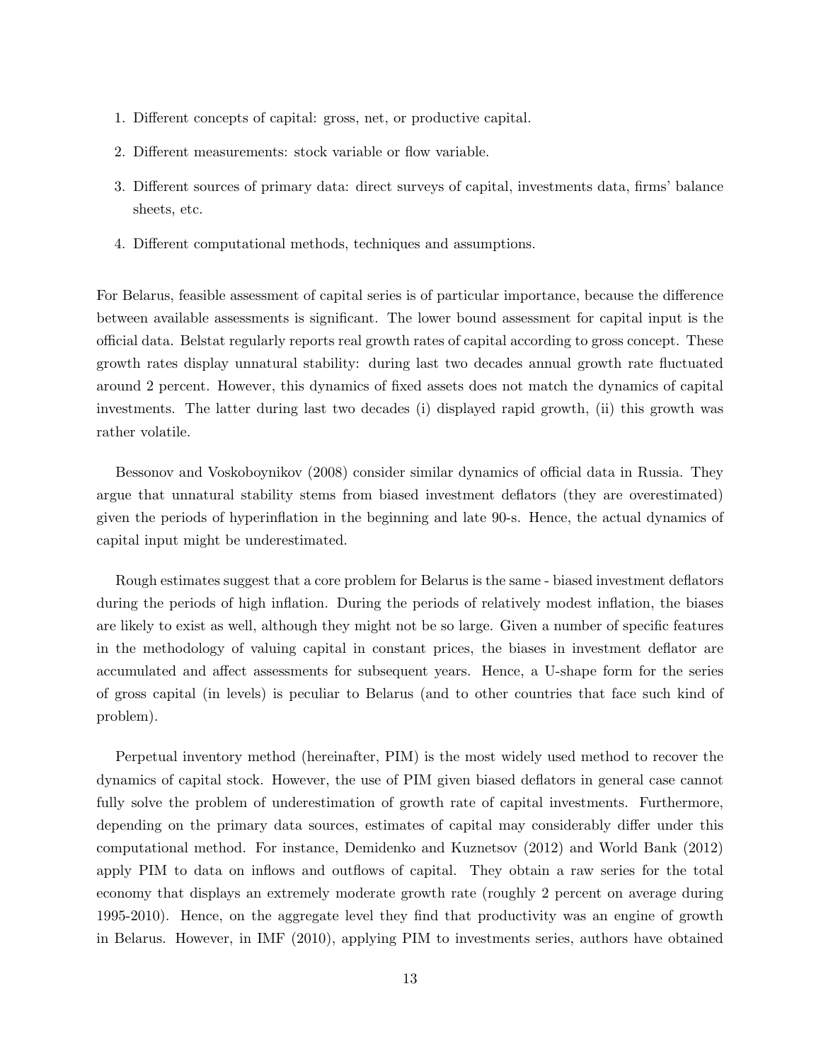1. Different concepts of capital: gross, net, or productive capital.
2. Different measurements: stock variable or flow variable.
3. Different sources of primary data: direct surveys of capital, investments data, firms' balance sheets, etc.
4. Different computational methods, techniques and assumptions.

For Belarus, feasible assessment of capital series is of particular importance, because the difference between available assessments is significant. The lower bound assessment for capital input is the official data. Belstat regularly reports real growth rates of capital according to gross concept. These growth rates display unnatural stability: during last two decades annual growth rate fluctuated around 2 percent. However, this dynamics of fixed assets does not match the dynamics of capital investments. The latter during last two decades (i) displayed rapid growth, (ii) this growth was rather volatile.

Bessonov and Voskoboynikov (2008) consider similar dynamics of official data in Russia. They argue that unnatural stability stems from biased investment deflators (they are overestimated) given the periods of hyperinflation in the beginning and late 90-s. Hence, the actual dynamics of capital input might be underestimated.

Rough estimates suggest that a core problem for Belarus is the same - biased investment deflators during the periods of high inflation. During the periods of relatively modest inflation, the biases are likely to exist as well, although they might not be so large. Given a number of specific features in the methodology of valuing capital in constant prices, the biases in investment deflator are accumulated and affect assessments for subsequent years. Hence, a U-shape form for the series of gross capital (in levels) is peculiar to Belarus (and to other countries that face such kind of problem).

Perpetual inventory method (hereinafter, PIM) is the most widely used method to recover the dynamics of capital stock. However, the use of PIM given biased deflators in general case cannot fully solve the problem of underestimation of growth rate of capital investments. Furthermore, depending on the primary data sources, estimates of capital may considerably differ under this computational method. For instance, Demidenko and Kuznetsov (2012) and World Bank (2012) apply PIM to data on inflows and outflows of capital. They obtain a raw series for the total economy that displays an extremely moderate growth rate (roughly 2 percent on average during 1995-2010). Hence, on the aggregate level they find that productivity was an engine of growth in Belarus. However, in IMF (2010), applying PIM to investments series, authors have obtained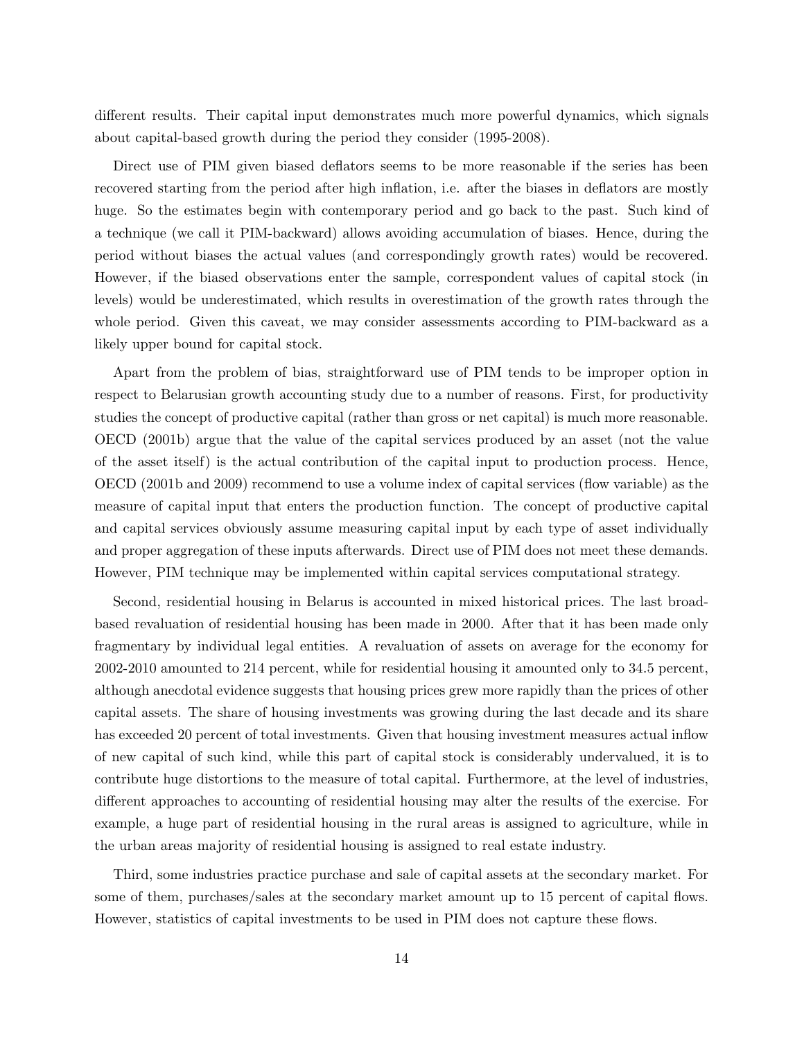different results. Their capital input demonstrates much more powerful dynamics, which signals about capital-based growth during the period they consider (1995-2008).

Direct use of PIM given biased deflators seems to be more reasonable if the series has been recovered starting from the period after high inflation, i.e. after the biases in deflators are mostly huge. So the estimates begin with contemporary period and go back to the past. Such kind of a technique (we call it PIM-backward) allows avoiding accumulation of biases. Hence, during the period without biases the actual values (and correspondingly growth rates) would be recovered. However, if the biased observations enter the sample, correspondent values of capital stock (in levels) would be underestimated, which results in overestimation of the growth rates through the whole period. Given this caveat, we may consider assessments according to PIM-backward as a likely upper bound for capital stock.

Apart from the problem of bias, straightforward use of PIM tends to be improper option in respect to Belarusian growth accounting study due to a number of reasons. First, for productivity studies the concept of productive capital (rather than gross or net capital) is much more reasonable. OECD (2001b) argue that the value of the capital services produced by an asset (not the value of the asset itself) is the actual contribution of the capital input to production process. Hence, OECD (2001b and 2009) recommend to use a volume index of capital services (flow variable) as the measure of capital input that enters the production function. The concept of productive capital and capital services obviously assume measuring capital input by each type of asset individually and proper aggregation of these inputs afterwards. Direct use of PIM does not meet these demands. However, PIM technique may be implemented within capital services computational strategy.

Second, residential housing in Belarus is accounted in mixed historical prices. The last broad-based revaluation of residential housing has been made in 2000. After that it has been made only fragmentary by individual legal entities. A revaluation of assets on average for the economy for 2002-2010 amounted to 214 percent, while for residential housing it amounted only to 34.5 percent, although anecdotal evidence suggests that housing prices grew more rapidly than the prices of other capital assets. The share of housing investments was growing during the last decade and its share has exceeded 20 percent of total investments. Given that housing investment measures actual inflow of new capital of such kind, while this part of capital stock is considerably undervalued, it is to contribute huge distortions to the measure of total capital. Furthermore, at the level of industries, different approaches to accounting of residential housing may alter the results of the exercise. For example, a huge part of residential housing in the rural areas is assigned to agriculture, while in the urban areas majority of residential housing is assigned to real estate industry.

Third, some industries practice purchase and sale of capital assets at the secondary market. For some of them, purchases/sales at the secondary market amount up to 15 percent of capital flows. However, statistics of capital investments to be used in PIM does not capture these flows.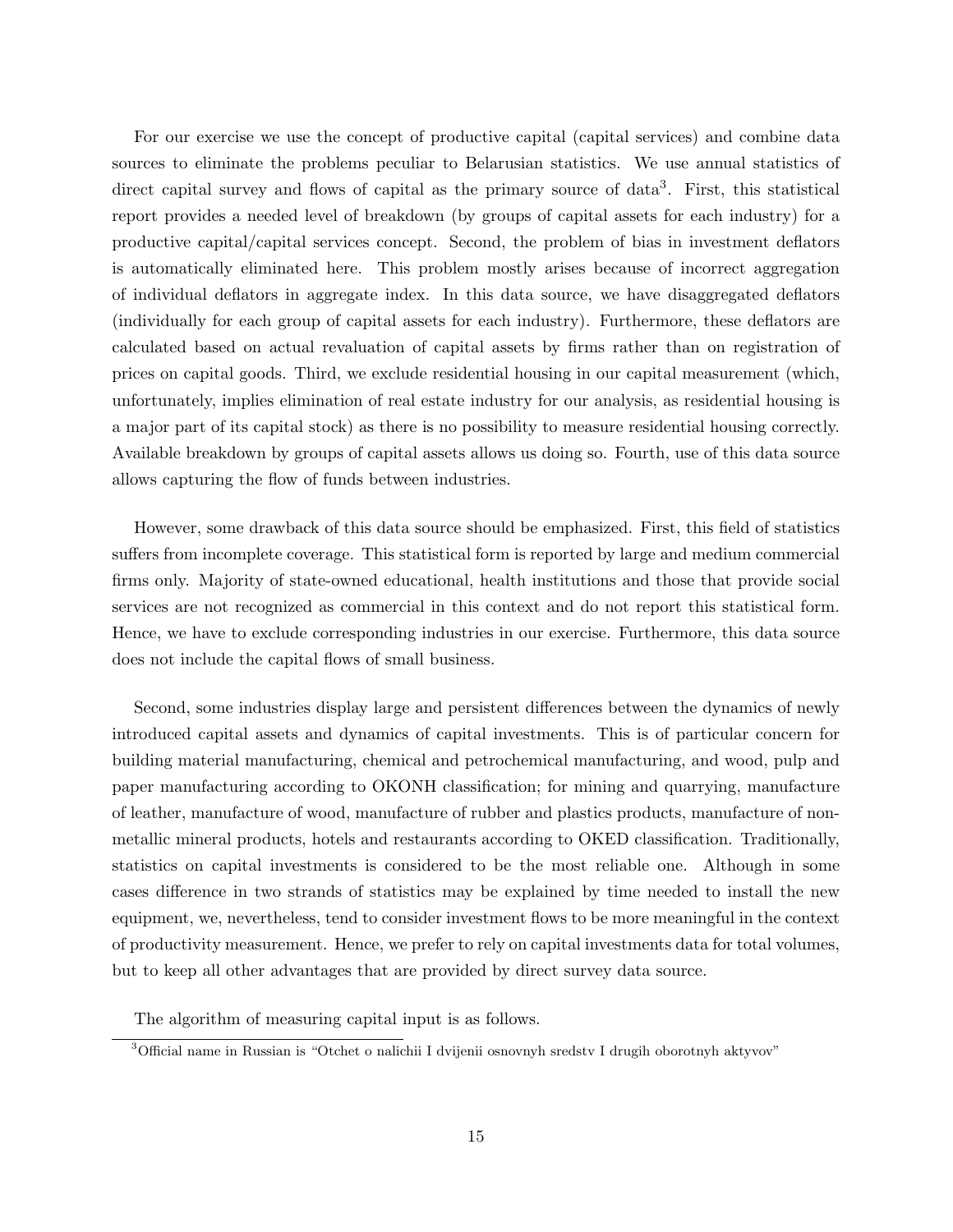For our exercise we use the concept of productive capital (capital services) and combine data sources to eliminate the problems peculiar to Belarusian statistics. We use annual statistics of direct capital survey and flows of capital as the primary source of data[3]. First, this statistical report provides a needed level of breakdown (by groups of capital assets for each industry) for a productive capital/capital services concept. Second, the problem of bias in investment deflators is automatically eliminated here. This problem mostly arises because of incorrect aggregation of individual deflators in aggregate index. In this data source, we have disaggregated deflators (individually for each group of capital assets for each industry). Furthermore, these deflators are calculated based on actual revaluation of capital assets by firms rather than on registration of prices on capital goods. Third, we exclude residential housing in our capital measurement (which, unfortunately, implies elimination of real estate industry for our analysis, as residential housing is a major part of its capital stock) as there is no possibility to measure residential housing correctly. Available breakdown by groups of capital assets allows us doing so. Fourth, use of this data source allows capturing the flow of funds between industries.

However, some drawback of this data source should be emphasized. First, this field of statistics suffers from incomplete coverage. This statistical form is reported by large and medium commercial firms only. Majority of state-owned educational, health institutions and those that provide social services are not recognized as commercial in this context and do not report this statistical form. Hence, we have to exclude corresponding industries in our exercise. Furthermore, this data source does not include the capital flows of small business.

Second, some industries display large and persistent differences between the dynamics of newly introduced capital assets and dynamics of capital investments. This is of particular concern for building material manufacturing, chemical and petrochemical manufacturing, and wood, pulp and paper manufacturing according to OKONH classification; for mining and quarrying, manufacture of leather, manufacture of wood, manufacture of rubber and plastics products, manufacture of non-metallic mineral products, hotels and restaurants according to OKED classification. Traditionally, statistics on capital investments is considered to be the most reliable one. Although in some cases difference in two strands of statistics may be explained by time needed to install the new equipment, we, nevertheless, tend to consider investment flows to be more meaningful in the context of productivity measurement. Hence, we prefer to rely on capital investments data for total volumes, but to keep all other advantages that are provided by direct survey data source.

The algorithm of measuring capital input is as follows.

[3] Official name in Russian is "Otchet o nalichii I dvijenii osnovnyh sredstv I drugih oborotnyh aktyvov"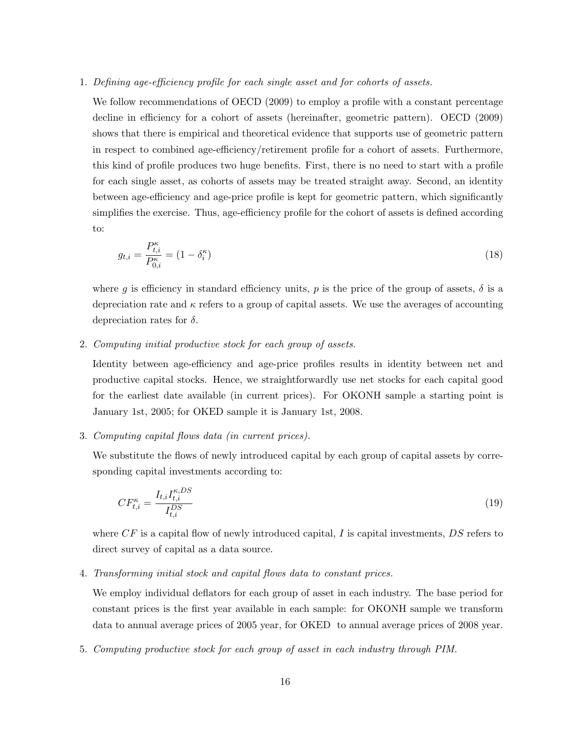1. *Defining age-efficiency profile for each single asset and for cohorts of assets.*

   We follow recommendations of OECD (2009) to employ a profile with a constant percentage decline in efficiency for a cohort of assets (hereinafter, geometric pattern). OECD (2009) shows that there is empirical and theoretical evidence that supports use of geometric pattern in respect to combined age-efficiency/retirement profile for a cohort of assets. Furthermore, this kind of profile produces two huge benefits. First, there is no need to start with a profile for each single asset, as cohorts of assets may be treated straight away. Second, an identity between age-efficiency and age-price profile is kept for geometric pattern, which significantly simplifies the exercise. Thus, age-efficiency profile for the cohort of assets is defined according to:

   $$g_{t,i} = \frac{P^{\kappa}_{t,i}}{P^{\kappa}_{0,i}} = (1 - \delta^{\kappa}_{i}) \tag{18}$$

   where $g$ is efficiency in standard efficiency units, $p$ is the price of the group of assets, $\delta$ is a depreciation rate and $\kappa$ refers to a group of capital assets. We use the averages of accounting depreciation rates for $\delta$.

2. *Computing initial productive stock for each group of assets.*

   Identity between age-efficiency and age-price profiles results in identity between net and productive capital stocks. Hence, we straightforwardly use net stocks for each capital good for the earliest date available (in current prices). For OKONH sample a starting point is January 1st, 2005; for OKED sample it is January 1st, 2008.

3. *Computing capital flows data (in current prices).*

   We substitute the flows of newly introduced capital by each group of capital assets by corresponding capital investments according to:

   $$CF^{\kappa}_{t,i} = \frac{I_{t,i} I^{\kappa,DS}_{t,i}}{I^{DS}_{t,i}} \tag{19}$$

   where $CF$ is a capital flow of newly introduced capital, $I$ is capital investments, $DS$ refers to direct survey of capital as a data source.

4. *Transforming initial stock and capital flows data to constant prices.*

   We employ individual deflators for each group of asset in each industry. The base period for constant prices is the first year available in each sample: for OKONH sample we transform data to annual average prices of 2005 year, for OKED to annual average prices of 2008 year.

5. *Computing productive stock for each group of asset in each industry through PIM.*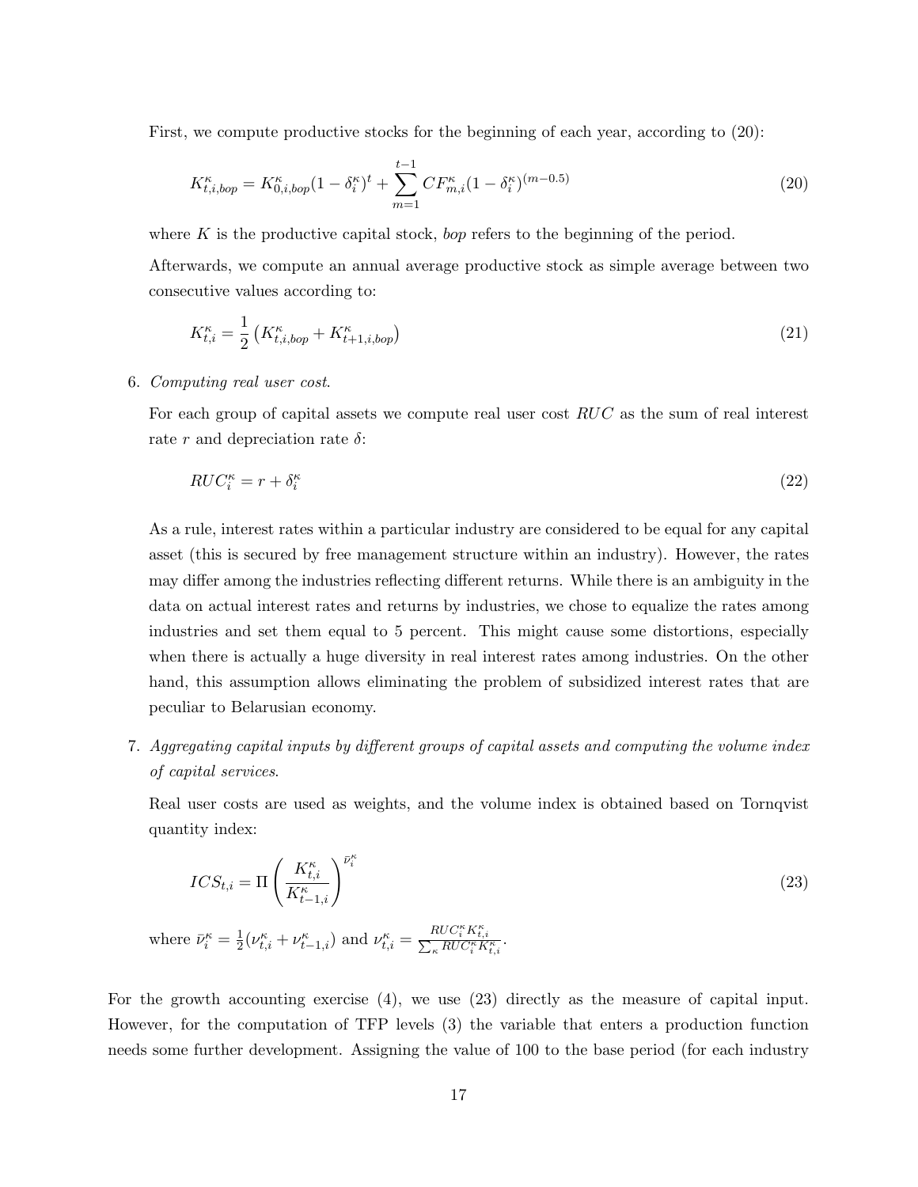First, we compute productive stocks for the beginning of each year, according to (20):

$$K^{\kappa}_{t,i,bop} = K^{\kappa}_{0,i,bop}(1-\delta^{\kappa}_{i})^{t} + \sum_{m=1}^{t-1} CF^{\kappa}_{m,i}(1-\delta^{\kappa}_{i})^{(m-0.5)} \tag{20}$$

where $K$ is the productive capital stock, *bop* refers to the beginning of the period.

Afterwards, we compute an annual average productive stock as simple average between two consecutive values according to:

$$K^{\kappa}_{t,i} = \frac{1}{2}\left(K^{\kappa}_{t,i,bop} + K^{\kappa}_{t+1,i,bop}\right) \tag{21}$$

6. *Computing real user cost.*

   For each group of capital assets we compute real user cost $RUC$ as the sum of real interest rate $r$ and depreciation rate $\delta$:

$$RUC^{\kappa}_{i} = r + \delta^{\kappa}_{i} \tag{22}$$

   As a rule, interest rates within a particular industry are considered to be equal for any capital asset (this is secured by free management structure within an industry). However, the rates may differ among the industries reflecting different returns. While there is an ambiguity in the data on actual interest rates and returns by industries, we chose to equalize the rates among industries and set them equal to 5 percent. This might cause some distortions, especially when there is actually a huge diversity in real interest rates among industries. On the other hand, this assumption allows eliminating the problem of subsidized interest rates that are peculiar to Belarusian economy.

7. *Aggregating capital inputs by different groups of capital assets and computing the volume index of capital services.*

   Real user costs are used as weights, and the volume index is obtained based on Tornqvist quantity index:

$$ICS_{t,i} = \Pi\left(\frac{K^{\kappa}_{t,i}}{K^{\kappa}_{t-1,i}}\right)^{\bar{\nu}^{\kappa}_{i}} \tag{23}$$

   where $\bar{\nu}^{\kappa}_{i} = \frac{1}{2}(\nu^{\kappa}_{t,i} + \nu^{\kappa}_{t-1,i})$ and $\nu^{\kappa}_{t,i} = \frac{RUC^{\kappa}_{i}K^{\kappa}_{t,i}}{\sum_{\kappa} RUC^{\kappa}_{i}K^{\kappa}_{t,i}}$.

For the growth accounting exercise (4), we use (23) directly as the measure of capital input. However, for the computation of TFP levels (3) the variable that enters a production function needs some further development. Assigning the value of 100 to the base period (for each industry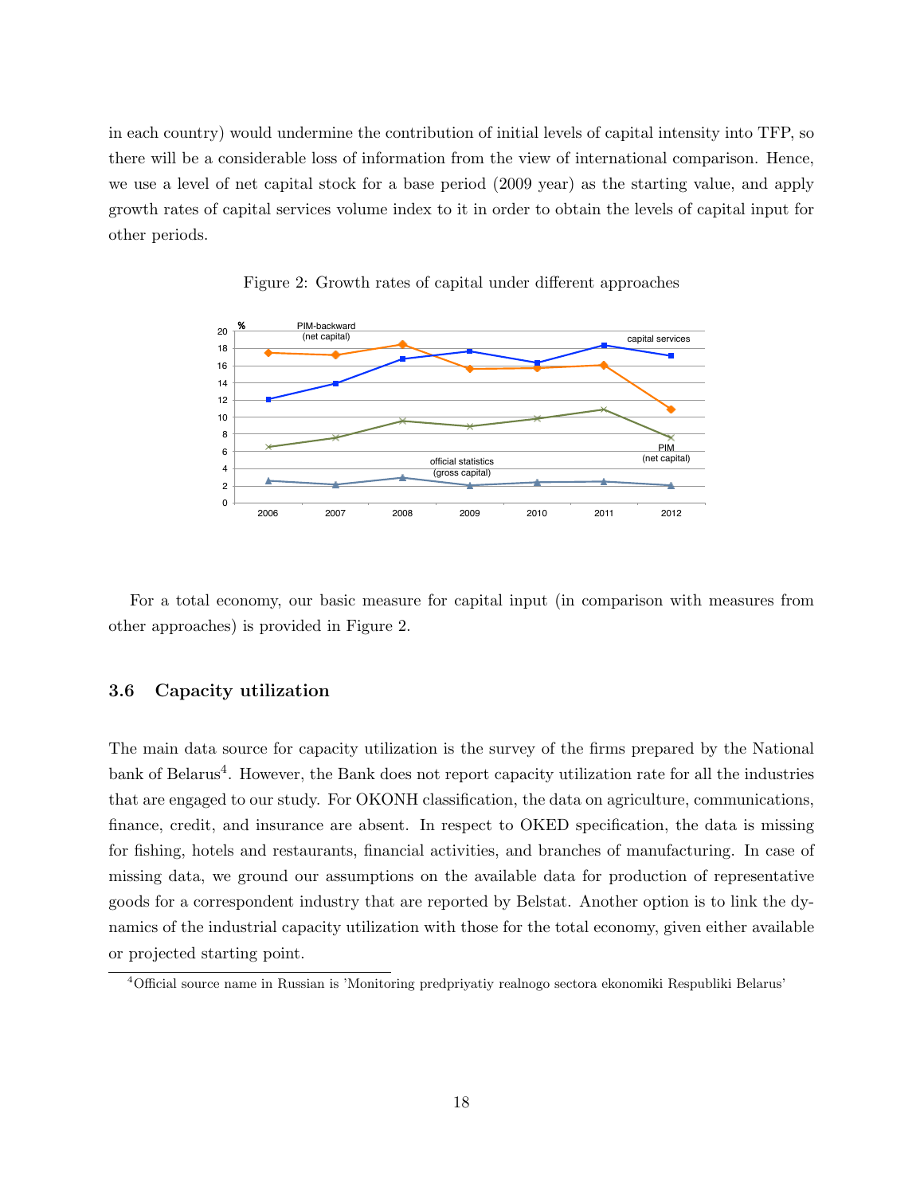in each country) would undermine the contribution of initial levels of capital intensity into TFP, so there will be a considerable loss of information from the view of international comparison. Hence, we use a level of net capital stock for a base period (2009 year) as the starting value, and apply growth rates of capital services volume index to it in order to obtain the levels of capital input for other periods.

Figure 2: Growth rates of capital under different approaches

For a total economy, our basic measure for capital input (in comparison with measures from other approaches) is provided in Figure 2.

### 3.6 Capacity utilization

The main data source for capacity utilization is the survey of the firms prepared by the National bank of Belarus[4]. However, the Bank does not report capacity utilization rate for all the industries that are engaged to our study. For OKONH classification, the data on agriculture, communications, finance, credit, and insurance are absent. In respect to OKED specification, the data is missing for fishing, hotels and restaurants, financial activities, and branches of manufacturing. In case of missing data, we ground our assumptions on the available data for production of representative goods for a correspondent industry that are reported by Belstat. Another option is to link the dynamics of the industrial capacity utilization with those for the total economy, given either available or projected starting point.

[4]Official source name in Russian is 'Monitoring predpriyatiy realnogo sectora ekonomiki Respubliki Belarus'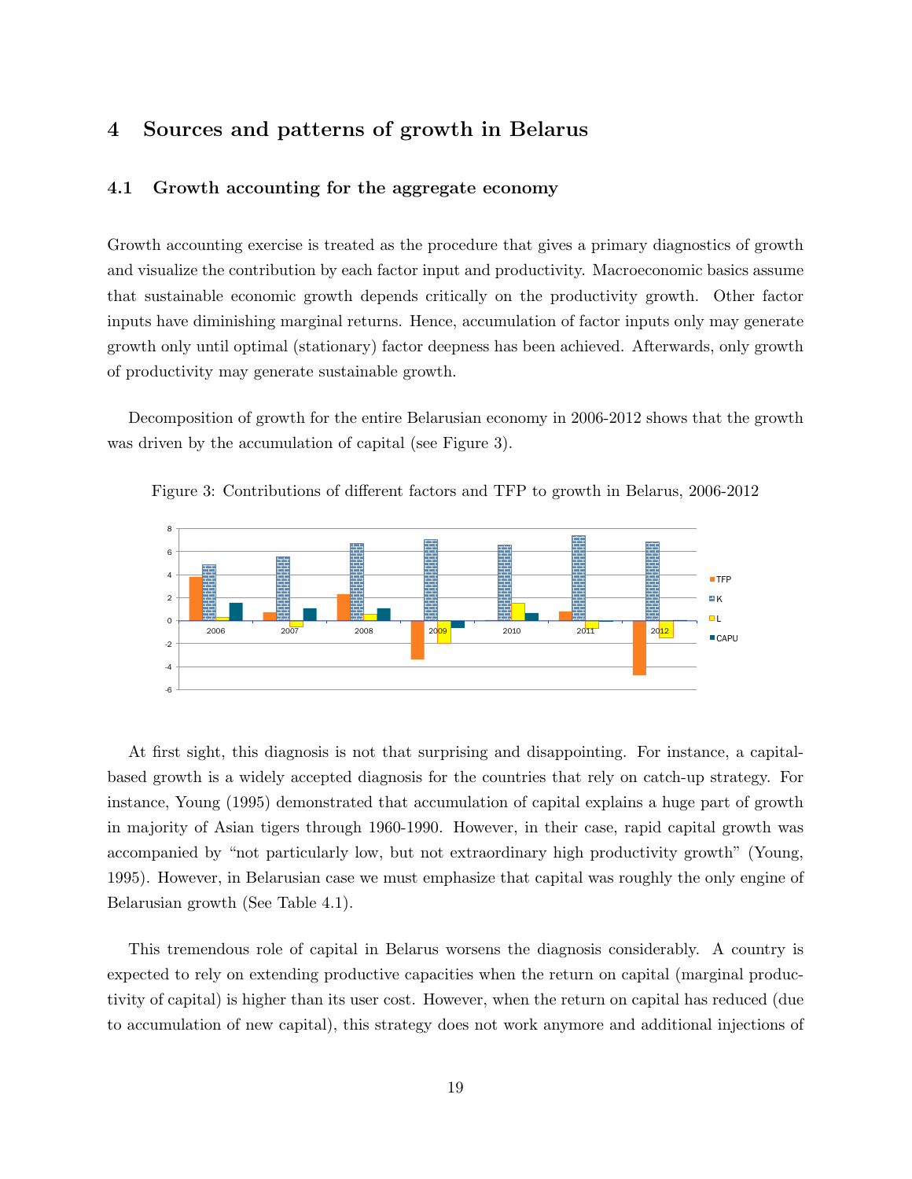## 4 Sources and patterns of growth in Belarus

### 4.1 Growth accounting for the aggregate economy

Growth accounting exercise is treated as the procedure that gives a primary diagnostics of growth and visualize the contribution by each factor input and productivity. Macroeconomic basics assume that sustainable economic growth depends critically on the productivity growth. Other factor inputs have diminishing marginal returns. Hence, accumulation of factor inputs only may generate growth only until optimal (stationary) factor deepness has been achieved. Afterwards, only growth of productivity may generate sustainable growth.

Decomposition of growth for the entire Belarusian economy in 2006-2012 shows that the growth was driven by the accumulation of capital (see Figure 3).

Figure 3: Contributions of different factors and TFP to growth in Belarus, 2006-2012

At first sight, this diagnosis is not that surprising and disappointing. For instance, a capital-based growth is a widely accepted diagnosis for the countries that rely on catch-up strategy. For instance, Young (1995) demonstrated that accumulation of capital explains a huge part of growth in majority of Asian tigers through 1960-1990. However, in their case, rapid capital growth was accompanied by "not particularly low, but not extraordinary high productivity growth" (Young, 1995). However, in Belarusian case we must emphasize that capital was roughly the only engine of Belarusian growth (See Table 4.1).

This tremendous role of capital in Belarus worsens the diagnosis considerably. A country is expected to rely on extending productive capacities when the return on capital (marginal productivity of capital) is higher than its user cost. However, when the return on capital has reduced (due to accumulation of new capital), this strategy does not work anymore and additional injections of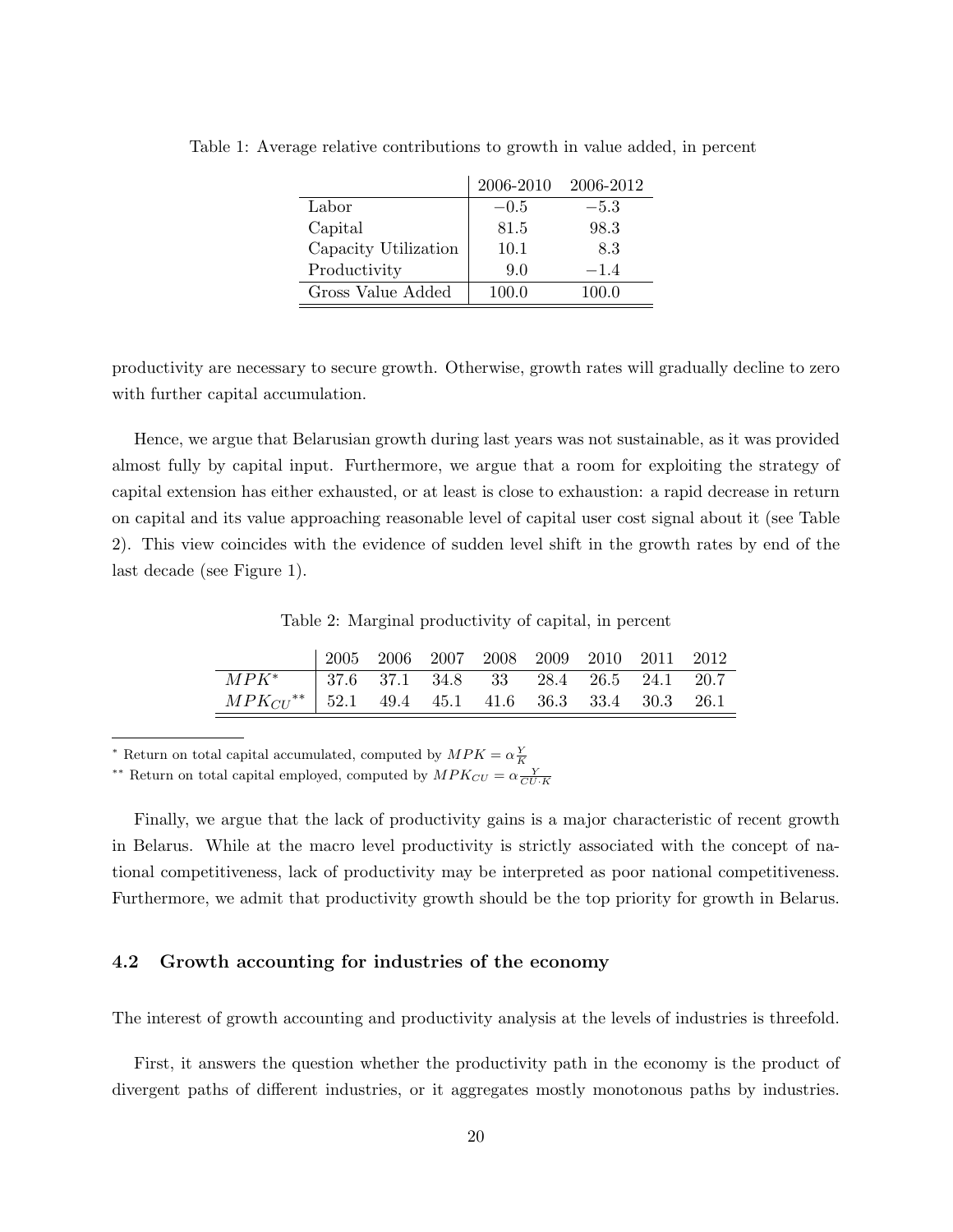Table 1: Average relative contributions to growth in value added, in percent

| | 2006-2010 | 2006-2012 |
|---|---|---|
| Labor | $-0.5$ | $-5.3$ |
| Capital | 81.5 | 98.3 |
| Capacity Utilization | 10.1 | 8.3 |
| Productivity | 9.0 | $-1.4$ |
| Gross Value Added | 100.0 | 100.0 |

productivity are necessary to secure growth. Otherwise, growth rates will gradually decline to zero with further capital accumulation.

Hence, we argue that Belarusian growth during last years was not sustainable, as it was provided almost fully by capital input. Furthermore, we argue that a room for exploiting the strategy of capital extension has either exhausted, or at least is close to exhaustion: a rapid decrease in return on capital and its value approaching reasonable level of capital user cost signal about it (see Table 2). This view coincides with the evidence of sudden level shift in the growth rates by end of the last decade (see Figure 1).

Table 2: Marginal productivity of capital, in percent

| | 2005 | 2006 | 2007 | 2008 | 2009 | 2010 | 2011 | 2012 |
|---|---|---|---|---|---|---|---|---|
| $MPK^{*}$ | 37.6 | 37.1 | 34.8 | 33 | 28.4 | 26.5 | 24.1 | 20.7 |
| $MPK_{CU}{}^{**}$ | 52.1 | 49.4 | 45.1 | 41.6 | 36.3 | 33.4 | 30.3 | 26.1 |

* Return on total capital accumulated, computed by $MPK = \alpha \frac{Y}{K}$

** Return on total capital employed, computed by $MPK_{CU} = \alpha \frac{Y}{CU \cdot K}$

Finally, we argue that the lack of productivity gains is a major characteristic of recent growth in Belarus. While at the macro level productivity is strictly associated with the concept of national competitiveness, lack of productivity may be interpreted as poor national competitiveness. Furthermore, we admit that productivity growth should be the top priority for growth in Belarus.

### 4.2 Growth accounting for industries of the economy

The interest of growth accounting and productivity analysis at the levels of industries is threefold.

First, it answers the question whether the productivity path in the economy is the product of divergent paths of different industries, or it aggregates mostly monotonous paths by industries.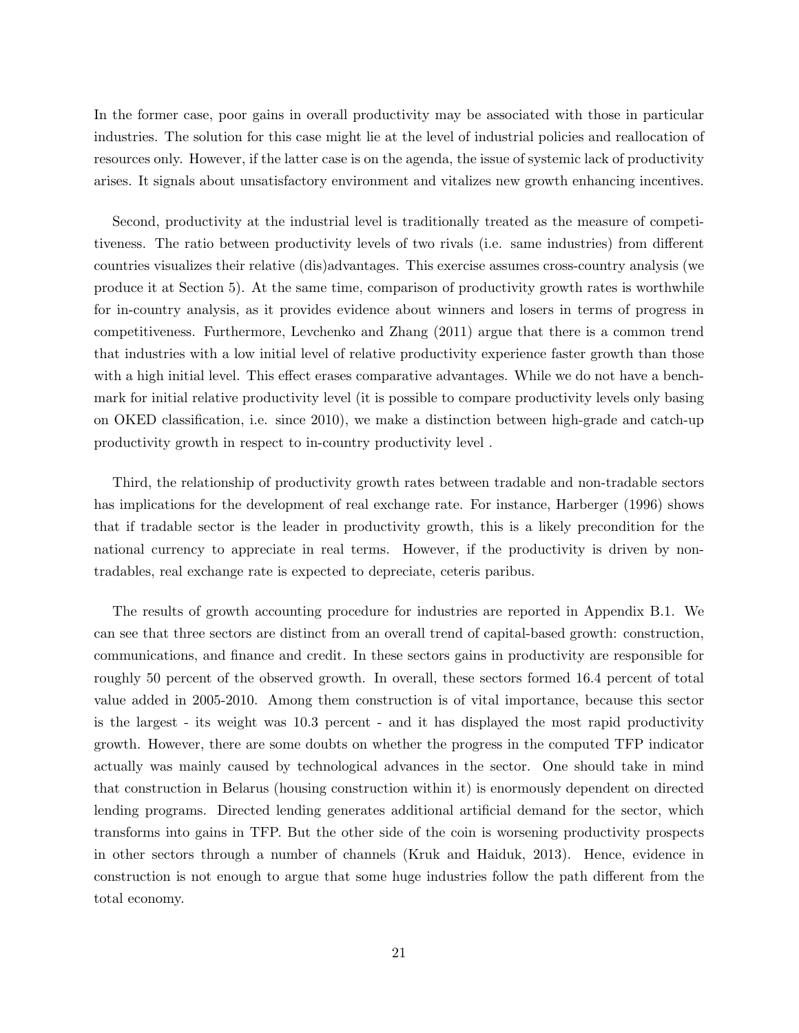In the former case, poor gains in overall productivity may be associated with those in particular industries. The solution for this case might lie at the level of industrial policies and reallocation of resources only. However, if the latter case is on the agenda, the issue of systemic lack of productivity arises. It signals about unsatisfactory environment and vitalizes new growth enhancing incentives.

Second, productivity at the industrial level is traditionally treated as the measure of competitiveness. The ratio between productivity levels of two rivals (i.e. same industries) from different countries visualizes their relative (dis)advantages. This exercise assumes cross-country analysis (we produce it at Section 5). At the same time, comparison of productivity growth rates is worthwhile for in-country analysis, as it provides evidence about winners and losers in terms of progress in competitiveness. Furthermore, Levchenko and Zhang (2011) argue that there is a common trend that industries with a low initial level of relative productivity experience faster growth than those with a high initial level. This effect erases comparative advantages. While we do not have a benchmark for initial relative productivity level (it is possible to compare productivity levels only basing on OKED classification, i.e. since 2010), we make a distinction between high-grade and catch-up productivity growth in respect to in-country productivity level .

Third, the relationship of productivity growth rates between tradable and non-tradable sectors has implications for the development of real exchange rate. For instance, Harberger (1996) shows that if tradable sector is the leader in productivity growth, this is a likely precondition for the national currency to appreciate in real terms. However, if the productivity is driven by non-tradables, real exchange rate is expected to depreciate, ceteris paribus.

The results of growth accounting procedure for industries are reported in Appendix B.1. We can see that three sectors are distinct from an overall trend of capital-based growth: construction, communications, and finance and credit. In these sectors gains in productivity are responsible for roughly 50 percent of the observed growth. In overall, these sectors formed 16.4 percent of total value added in 2005-2010. Among them construction is of vital importance, because this sector is the largest - its weight was 10.3 percent - and it has displayed the most rapid productivity growth. However, there are some doubts on whether the progress in the computed TFP indicator actually was mainly caused by technological advances in the sector. One should take in mind that construction in Belarus (housing construction within it) is enormously dependent on directed lending programs. Directed lending generates additional artificial demand for the sector, which transforms into gains in TFP. But the other side of the coin is worsening productivity prospects in other sectors through a number of channels (Kruk and Haiduk, 2013). Hence, evidence in construction is not enough to argue that some huge industries follow the path different from the total economy.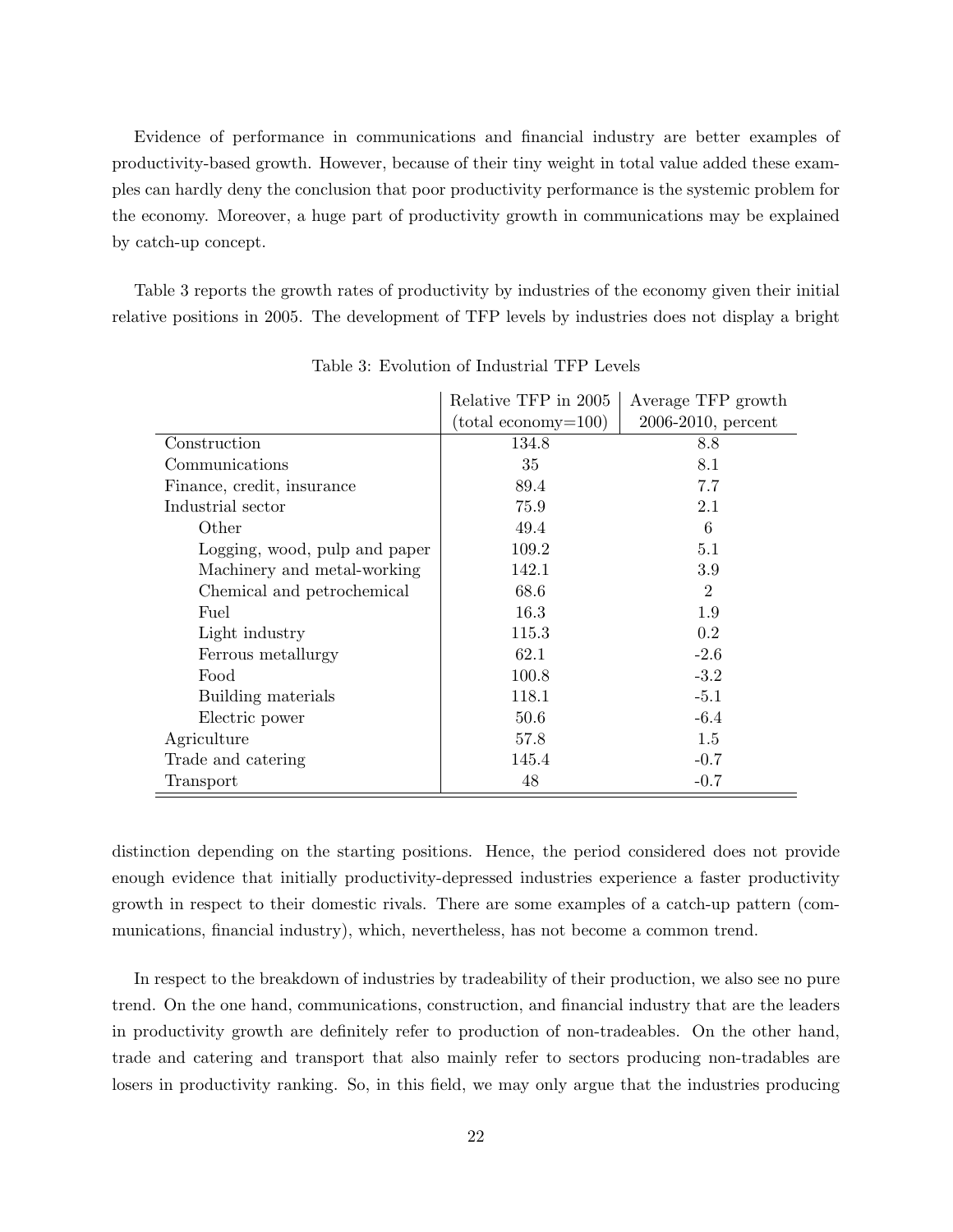Evidence of performance in communications and financial industry are better examples of productivity-based growth. However, because of their tiny weight in total value added these examples can hardly deny the conclusion that poor productivity performance is the systemic problem for the economy. Moreover, a huge part of productivity growth in communications may be explained by catch-up concept.

Table 3 reports the growth rates of productivity by industries of the economy given their initial relative positions in 2005. The development of TFP levels by industries does not display a bright distinction depending on the starting positions. Hence, the period considered does not provide enough evidence that initially productivity-depressed industries experience a faster productivity growth in respect to their domestic rivals. There are some examples of a catch-up pattern (communications, financial industry), which, nevertheless, has not become a common trend.

Table 3: Evolution of Industrial TFP Levels

| | Relative TFP in 2005 (total economy=100) | Average TFP growth 2006-2010, percent |
|---|---|---|
| Construction | 134.8 | 8.8 |
| Communications | 35 | 8.1 |
| Finance, credit, insurance | 89.4 | 7.7 |
| Industrial sector | 75.9 | 2.1 |
| Other | 49.4 | 6 |
| Logging, wood, pulp and paper | 109.2 | 5.1 |
| Machinery and metal-working | 142.1 | 3.9 |
| Chemical and petrochemical | 68.6 | 2 |
| Fuel | 16.3 | 1.9 |
| Light industry | 115.3 | 0.2 |
| Ferrous metallurgy | 62.1 | -2.6 |
| Food | 100.8 | -3.2 |
| Building materials | 118.1 | -5.1 |
| Electric power | 50.6 | -6.4 |
| Agriculture | 57.8 | 1.5 |
| Trade and catering | 145.4 | -0.7 |
| Transport | 48 | -0.7 |

In respect to the breakdown of industries by tradeability of their production, we also see no pure trend. On the one hand, communications, construction, and financial industry that are the leaders in productivity growth are definitely refer to production of non-tradeables. On the other hand, trade and catering and transport that also mainly refer to sectors producing non-tradables are losers in productivity ranking. So, in this field, we may only argue that the industries producing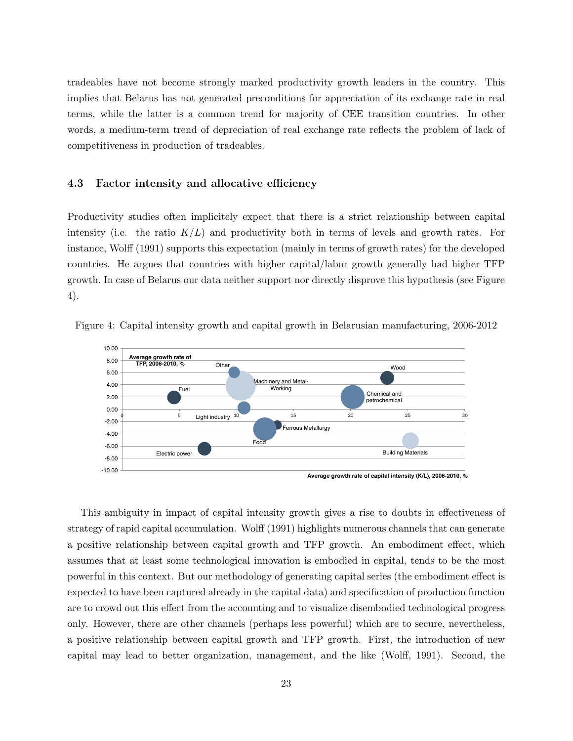tradeables have not become strongly marked productivity growth leaders in the country. This implies that Belarus has not generated preconditions for appreciation of its exchange rate in real terms, while the latter is a common trend for majority of CEE transition countries. In other words, a medium-term trend of depreciation of real exchange rate reflects the problem of lack of competitiveness in production of tradeables.

### 4.3 Factor intensity and allocative efficiency

Productivity studies often implicitely expect that there is a strict relationship between capital intensity (i.e. the ratio $K/L$) and productivity both in terms of levels and growth rates. For instance, Wolff (1991) supports this expectation (mainly in terms of growth rates) for the developed countries. He argues that countries with higher capital/labor growth generally had higher TFP growth. In case of Belarus our data neither support nor directly disprove this hypothesis (see Figure 4).

Figure 4: Capital intensity growth and capital growth in Belarusian manufacturing, 2006-2012

This ambiguity in impact of capital intensity growth gives a rise to doubts in effectiveness of strategy of rapid capital accumulation. Wolff (1991) highlights numerous channels that can generate a positive relationship between capital growth and TFP growth. An embodiment effect, which assumes that at least some technological innovation is embodied in capital, tends to be the most powerful in this context. But our methodology of generating capital series (the embodiment effect is expected to have been captured already in the capital data) and specification of production function are to crowd out this effect from the accounting and to visualize disembodied technological progress only. However, there are other channels (perhaps less powerful) which are to secure, nevertheless, a positive relationship between capital growth and TFP growth. First, the introduction of new capital may lead to better organization, management, and the like (Wolff, 1991). Second, the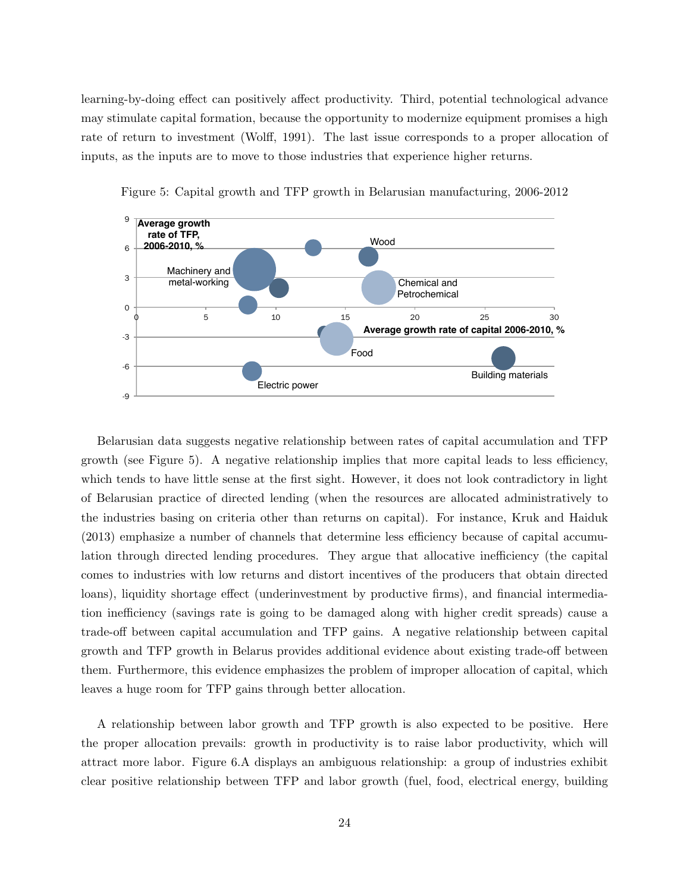learning-by-doing effect can positively affect productivity. Third, potential technological advance may stimulate capital formation, because the opportunity to modernize equipment promises a high rate of return to investment (Wolff, 1991). The last issue corresponds to a proper allocation of inputs, as the inputs are to move to those industries that experience higher returns.

Figure 5: Capital growth and TFP growth in Belarusian manufacturing, 2006-2012

Belarusian data suggests negative relationship between rates of capital accumulation and TFP growth (see Figure 5). A negative relationship implies that more capital leads to less efficiency, which tends to have little sense at the first sight. However, it does not look contradictory in light of Belarusian practice of directed lending (when the resources are allocated administratively to the industries basing on criteria other than returns on capital). For instance, Kruk and Haiduk (2013) emphasize a number of channels that determine less efficiency because of capital accumulation through directed lending procedures. They argue that allocative inefficiency (the capital comes to industries with low returns and distort incentives of the producers that obtain directed loans), liquidity shortage effect (underinvestment by productive firms), and financial intermediation inefficiency (savings rate is going to be damaged along with higher credit spreads) cause a trade-off between capital accumulation and TFP gains. A negative relationship between capital growth and TFP growth in Belarus provides additional evidence about existing trade-off between them. Furthermore, this evidence emphasizes the problem of improper allocation of capital, which leaves a huge room for TFP gains through better allocation.

A relationship between labor growth and TFP growth is also expected to be positive. Here the proper allocation prevails: growth in productivity is to raise labor productivity, which will attract more labor. Figure 6.A displays an ambiguous relationship: a group of industries exhibit clear positive relationship between TFP and labor growth (fuel, food, electrical energy, building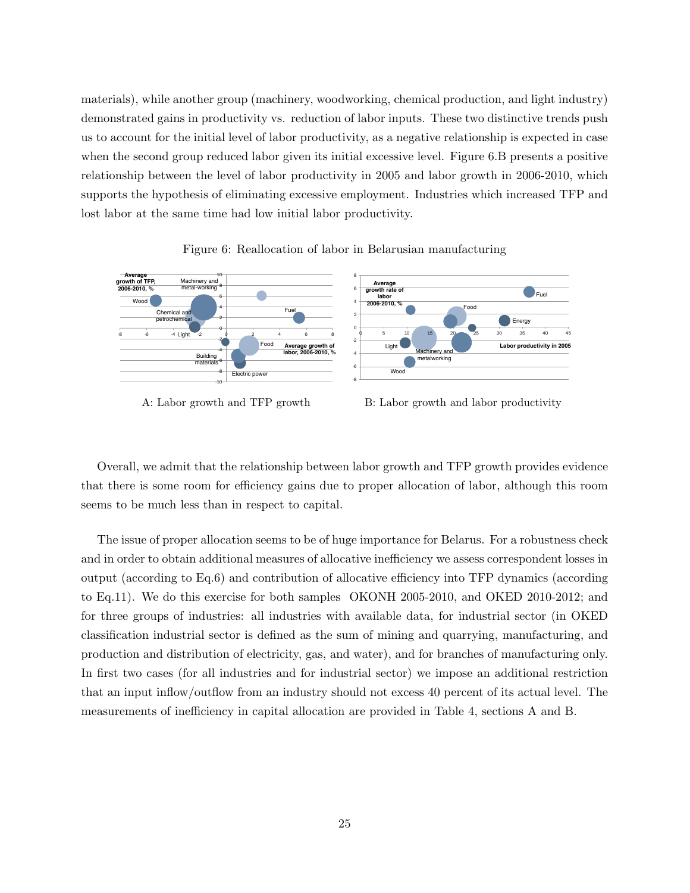materials), while another group (machinery, woodworking, chemical production, and light industry) demonstrated gains in productivity vs. reduction of labor inputs. These two distinctive trends push us to account for the initial level of labor productivity, as a negative relationship is expected in case when the second group reduced labor given its initial excessive level. Figure 6.B presents a positive relationship between the level of labor productivity in 2005 and labor growth in 2006-2010, which supports the hypothesis of eliminating excessive employment. Industries which increased TFP and lost labor at the same time had low initial labor productivity.

Figure 6: Reallocation of labor in Belarusian manufacturing

A: Labor growth and TFP growth

B: Labor growth and labor productivity

Overall, we admit that the relationship between labor growth and TFP growth provides evidence that there is some room for efficiency gains due to proper allocation of labor, although this room seems to be much less than in respect to capital.

The issue of proper allocation seems to be of huge importance for Belarus. For a robustness check and in order to obtain additional measures of allocative inefficiency we assess correspondent losses in output (according to Eq.6) and contribution of allocative efficiency into TFP dynamics (according to Eq.11). We do this exercise for both samples OKONH 2005-2010, and OKED 2010-2012; and for three groups of industries: all industries with available data, for industrial sector (in OKED classification industrial sector is defined as the sum of mining and quarrying, manufacturing, and production and distribution of electricity, gas, and water), and for branches of manufacturing only. In first two cases (for all industries and for industrial sector) we impose an additional restriction that an input inflow/outflow from an industry should not excess 40 percent of its actual level. The measurements of inefficiency in capital allocation are provided in Table 4, sections A and B.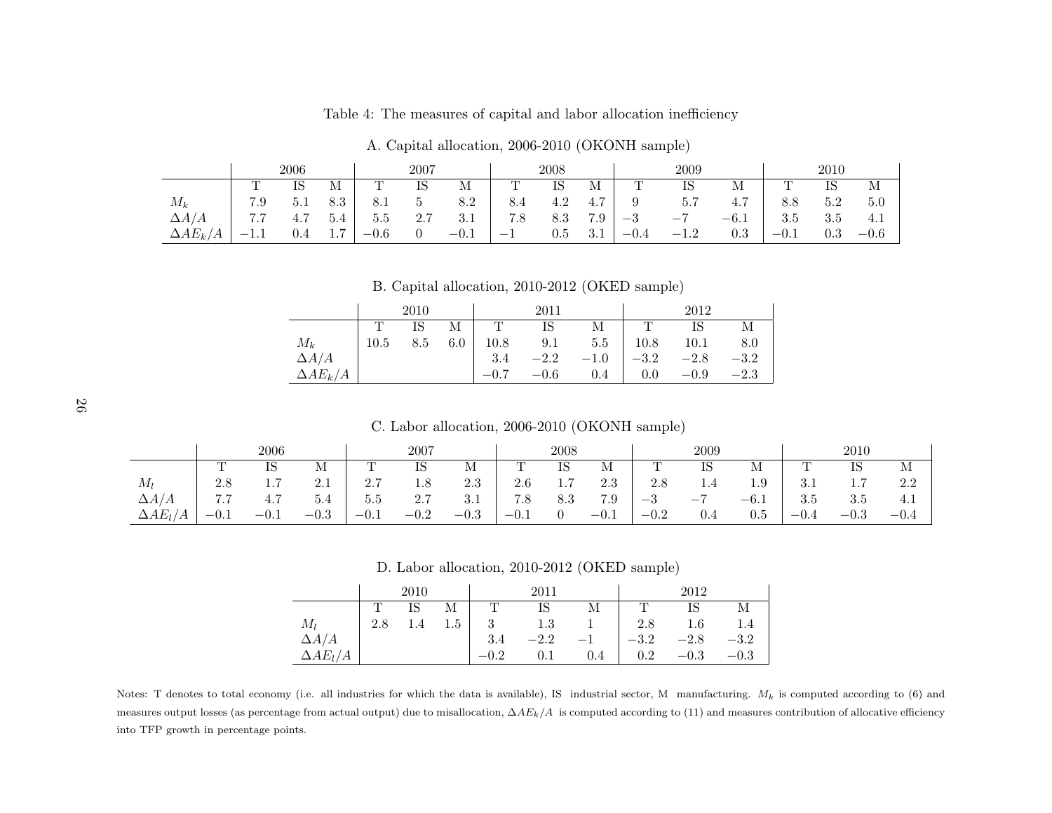Table 4: The measures of capital and labor allocation inefficiency

A. Capital allocation, 2006-2010 (OKONH sample)

| | 2006 | | | 2007 | | | 2008 | | | 2009 | | | 2010 | | |
|---|---|---|---|---|---|---|---|---|---|---|---|---|---|---|---|
| | T | IS | M | T | IS | M | T | IS | M | T | IS | M | T | IS | M |
| $M_k$ | 7.9 | 5.1 | 8.3 | 8.1 | 5 | 8.2 | 8.4 | 4.2 | 4.7 | 9 | 5.7 | 4.7 | 8.8 | 5.2 | 5.0 |
| $\Delta A/A$ | 7.7 | 4.7 | 5.4 | 5.5 | 2.7 | 3.1 | 7.8 | 8.3 | 7.9 | $-3$ | $-7$ | $-6.1$ | 3.5 | 3.5 | 4.1 |
| $\Delta AE_k/A$ | $-1.1$ | 0.4 | 1.7 | $-0.6$ | 0 | $-0.1$ | $-1$ | 0.5 | 3.1 | $-0.4$ | $-1.2$ | 0.3 | $-0.1$ | 0.3 | $-0.6$ |

B. Capital allocation, 2010-2012 (OKED sample)

| | 2010 | | | 2011 | | | 2012 | | |
|---|---|---|---|---|---|---|---|---|---|
| | T | IS | M | T | IS | M | T | IS | M |
| $M_k$ | 10.5 | 8.5 | 6.0 | 10.8 | 9.1 | 5.5 | 10.8 | 10.1 | 8.0 |
| $\Delta A/A$ | | | | 3.4 | $-2.2$ | $-1.0$ | $-3.2$ | $-2.8$ | $-3.2$ |
| $\Delta AE_k/A$ | | | | $-0.7$ | $-0.6$ | 0.4 | 0.0 | $-0.9$ | $-2.3$ |

C. Labor allocation, 2006-2010 (OKONH sample)

| | 2006 | | | 2007 | | | 2008 | | | 2009 | | | 2010 | | |
|---|---|---|---|---|---|---|---|---|---|---|---|---|---|---|---|
| | T | IS | M | T | IS | M | T | IS | M | T | IS | M | T | IS | M |
| $M_l$ | 2.8 | 1.7 | 2.1 | 2.7 | 1.8 | 2.3 | 2.6 | 1.7 | 2.3 | 2.8 | 1.4 | 1.9 | 3.1 | 1.7 | 2.2 |
| $\Delta A/A$ | 7.7 | 4.7 | 5.4 | 5.5 | 2.7 | 3.1 | 7.8 | 8.3 | 7.9 | $-3$ | $-7$ | $-6.1$ | 3.5 | 3.5 | 4.1 |
| $\Delta AE_l/A$ | $-0.1$ | $-0.1$ | $-0.3$ | $-0.1$ | $-0.2$ | $-0.3$ | $-0.1$ | 0 | $-0.1$ | $-0.2$ | 0.4 | 0.5 | $-0.4$ | $-0.3$ | $-0.4$ |

D. Labor allocation, 2010-2012 (OKED sample)

| | 2010 | | | 2011 | | | 2012 | | |
|---|---|---|---|---|---|---|---|---|---|
| | T | IS | M | T | IS | M | T | IS | M |
| $M_l$ | 2.8 | 1.4 | 1.5 | 3 | 1.3 | 1 | 2.8 | 1.6 | 1.4 |
| $\Delta A/A$ | | | | 3.4 | $-2.2$ | $-1$ | $-3.2$ | $-2.8$ | $-3.2$ |
| $\Delta AE_l/A$ | | | | $-0.2$ | 0.1 | 0.4 | 0.2 | $-0.3$ | $-0.3$ |

Notes: T denotes to total economy (i.e. all industries for which the data is available), IS industrial sector, M manufacturing. $M_k$ is computed according to (6) and measures output losses (as percentage from actual output) due to misallocation, $\Delta AE_k/A$ is computed according to (11) and measures contribution of allocative efficiency into TFP growth in percentage points.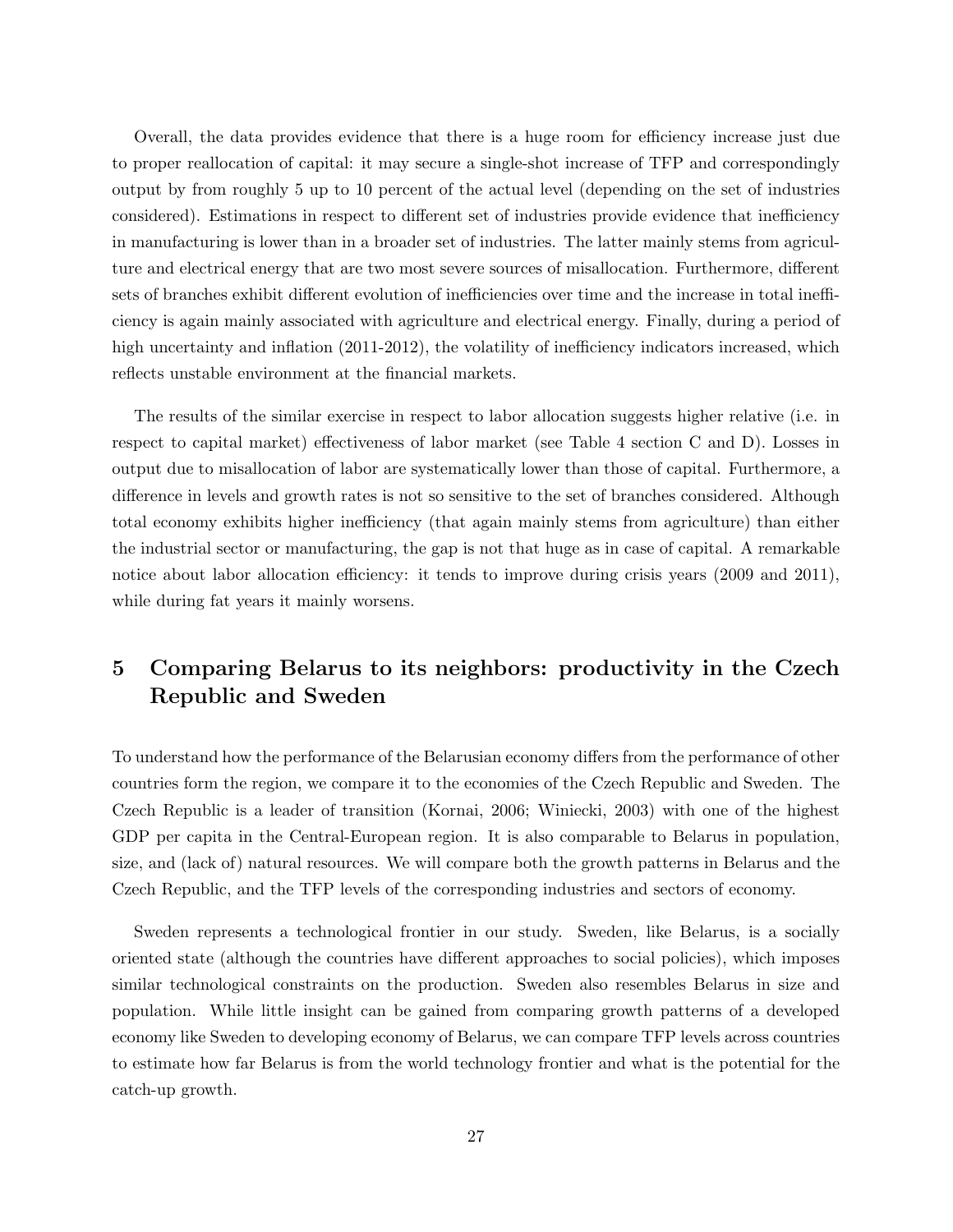Overall, the data provides evidence that there is a huge room for efficiency increase just due to proper reallocation of capital: it may secure a single-shot increase of TFP and correspondingly output by from roughly 5 up to 10 percent of the actual level (depending on the set of industries considered). Estimations in respect to different set of industries provide evidence that inefficiency in manufacturing is lower than in a broader set of industries. The latter mainly stems from agriculture and electrical energy that are two most severe sources of misallocation. Furthermore, different sets of branches exhibit different evolution of inefficiencies over time and the increase in total inefficiency is again mainly associated with agriculture and electrical energy. Finally, during a period of high uncertainty and inflation (2011-2012), the volatility of inefficiency indicators increased, which reflects unstable environment at the financial markets.

The results of the similar exercise in respect to labor allocation suggests higher relative (i.e. in respect to capital market) effectiveness of labor market (see Table 4 section C and D). Losses in output due to misallocation of labor are systematically lower than those of capital. Furthermore, a difference in levels and growth rates is not so sensitive to the set of branches considered. Although total economy exhibits higher inefficiency (that again mainly stems from agriculture) than either the industrial sector or manufacturing, the gap is not that huge as in case of capital. A remarkable notice about labor allocation efficiency: it tends to improve during crisis years (2009 and 2011), while during fat years it mainly worsens.

# 5 Comparing Belarus to its neighbors: productivity in the Czech Republic and Sweden

To understand how the performance of the Belarusian economy differs from the performance of other countries form the region, we compare it to the economies of the Czech Republic and Sweden. The Czech Republic is a leader of transition (Kornai, 2006; Winiecki, 2003) with one of the highest GDP per capita in the Central-European region. It is also comparable to Belarus in population, size, and (lack of) natural resources. We will compare both the growth patterns in Belarus and the Czech Republic, and the TFP levels of the corresponding industries and sectors of economy.

Sweden represents a technological frontier in our study. Sweden, like Belarus, is a socially oriented state (although the countries have different approaches to social policies), which imposes similar technological constraints on the production. Sweden also resembles Belarus in size and population. While little insight can be gained from comparing growth patterns of a developed economy like Sweden to developing economy of Belarus, we can compare TFP levels across countries to estimate how far Belarus is from the world technology frontier and what is the potential for the catch-up growth.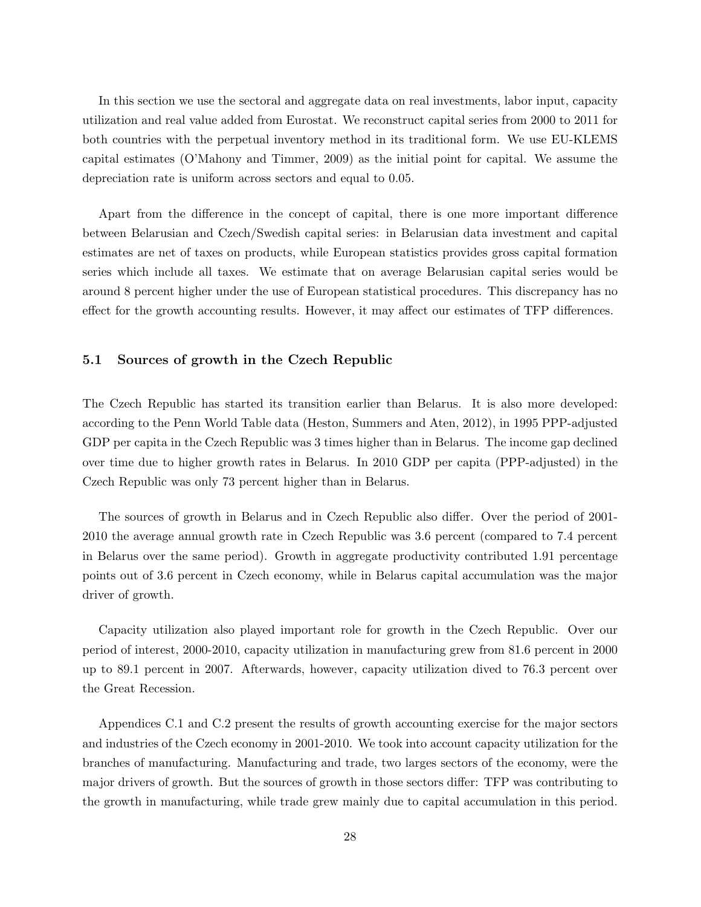In this section we use the sectoral and aggregate data on real investments, labor input, capacity utilization and real value added from Eurostat. We reconstruct capital series from 2000 to 2011 for both countries with the perpetual inventory method in its traditional form. We use EU-KLEMS capital estimates (O'Mahony and Timmer, 2009) as the initial point for capital. We assume the depreciation rate is uniform across sectors and equal to 0.05.

Apart from the difference in the concept of capital, there is one more important difference between Belarusian and Czech/Swedish capital series: in Belarusian data investment and capital estimates are net of taxes on products, while European statistics provides gross capital formation series which include all taxes. We estimate that on average Belarusian capital series would be around 8 percent higher under the use of European statistical procedures. This discrepancy has no effect for the growth accounting results. However, it may affect our estimates of TFP differences.

### 5.1 Sources of growth in the Czech Republic

The Czech Republic has started its transition earlier than Belarus. It is also more developed: according to the Penn World Table data (Heston, Summers and Aten, 2012), in 1995 PPP-adjusted GDP per capita in the Czech Republic was 3 times higher than in Belarus. The income gap declined over time due to higher growth rates in Belarus. In 2010 GDP per capita (PPP-adjusted) in the Czech Republic was only 73 percent higher than in Belarus.

The sources of growth in Belarus and in Czech Republic also differ. Over the period of 2001-2010 the average annual growth rate in Czech Republic was 3.6 percent (compared to 7.4 percent in Belarus over the same period). Growth in aggregate productivity contributed 1.91 percentage points out of 3.6 percent in Czech economy, while in Belarus capital accumulation was the major driver of growth.

Capacity utilization also played important role for growth in the Czech Republic. Over our period of interest, 2000-2010, capacity utilization in manufacturing grew from 81.6 percent in 2000 up to 89.1 percent in 2007. Afterwards, however, capacity utilization dived to 76.3 percent over the Great Recession.

Appendices C.1 and C.2 present the results of growth accounting exercise for the major sectors and industries of the Czech economy in 2001-2010. We took into account capacity utilization for the branches of manufacturing. Manufacturing and trade, two larges sectors of the economy, were the major drivers of growth. But the sources of growth in those sectors differ: TFP was contributing to the growth in manufacturing, while trade grew mainly due to capital accumulation in this period.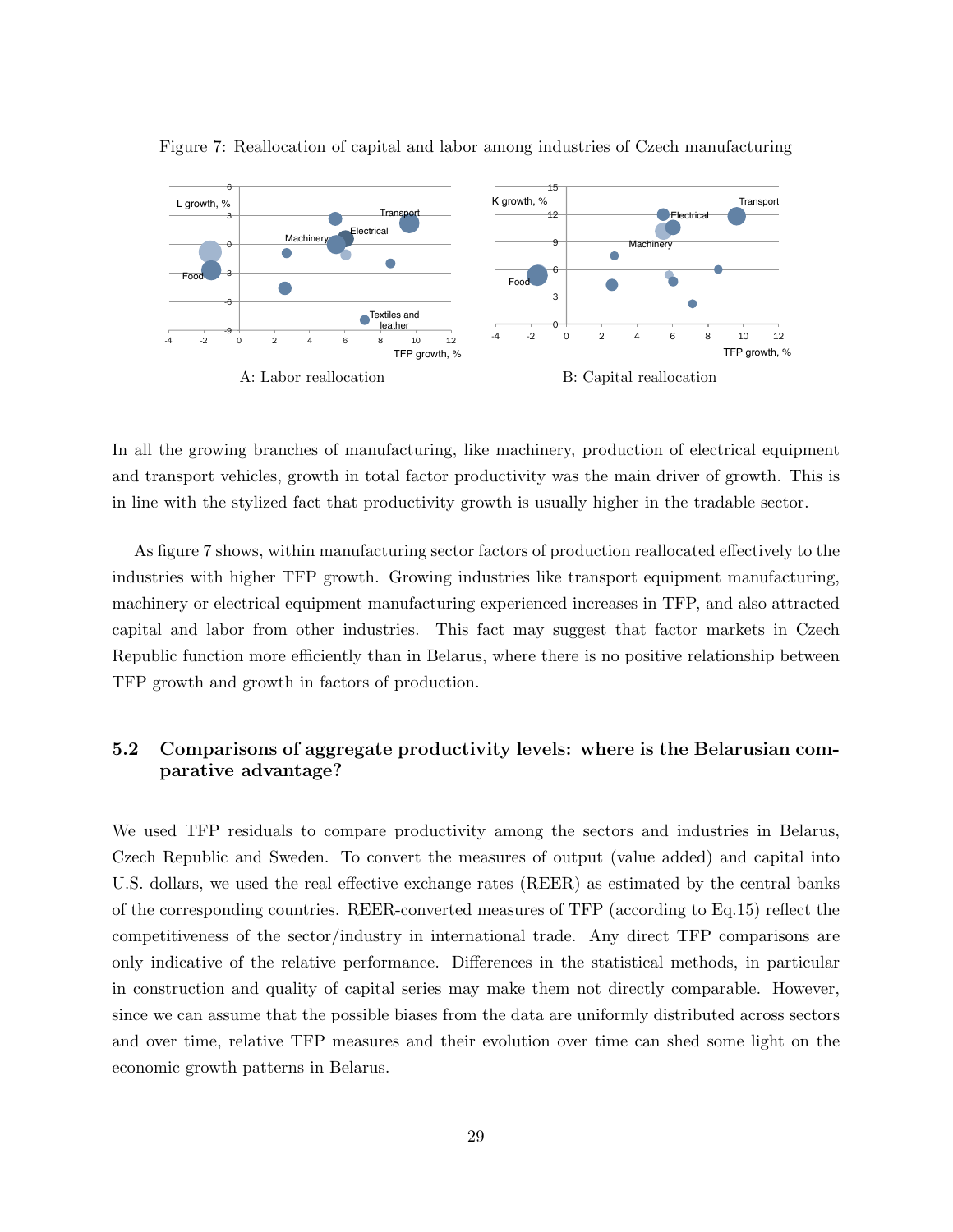Figure 7: Reallocation of capital and labor among industries of Czech manufacturing

A: Labor reallocation

B: Capital reallocation

In all the growing branches of manufacturing, like machinery, production of electrical equipment and transport vehicles, growth in total factor productivity was the main driver of growth. This is in line with the stylized fact that productivity growth is usually higher in the tradable sector.

As figure 7 shows, within manufacturing sector factors of production reallocated effectively to the industries with higher TFP growth. Growing industries like transport equipment manufacturing, machinery or electrical equipment manufacturing experienced increases in TFP, and also attracted capital and labor from other industries. This fact may suggest that factor markets in Czech Republic function more efficiently than in Belarus, where there is no positive relationship between TFP growth and growth in factors of production.

## 5.2 Comparisons of aggregate productivity levels: where is the Belarusian comparative advantage?

We used TFP residuals to compare productivity among the sectors and industries in Belarus, Czech Republic and Sweden. To convert the measures of output (value added) and capital into U.S. dollars, we used the real effective exchange rates (REER) as estimated by the central banks of the corresponding countries. REER-converted measures of TFP (according to Eq.15) reflect the competitiveness of the sector/industry in international trade. Any direct TFP comparisons are only indicative of the relative performance. Differences in the statistical methods, in particular in construction and quality of capital series may make them not directly comparable. However, since we can assume that the possible biases from the data are uniformly distributed across sectors and over time, relative TFP measures and their evolution over time can shed some light on the economic growth patterns in Belarus.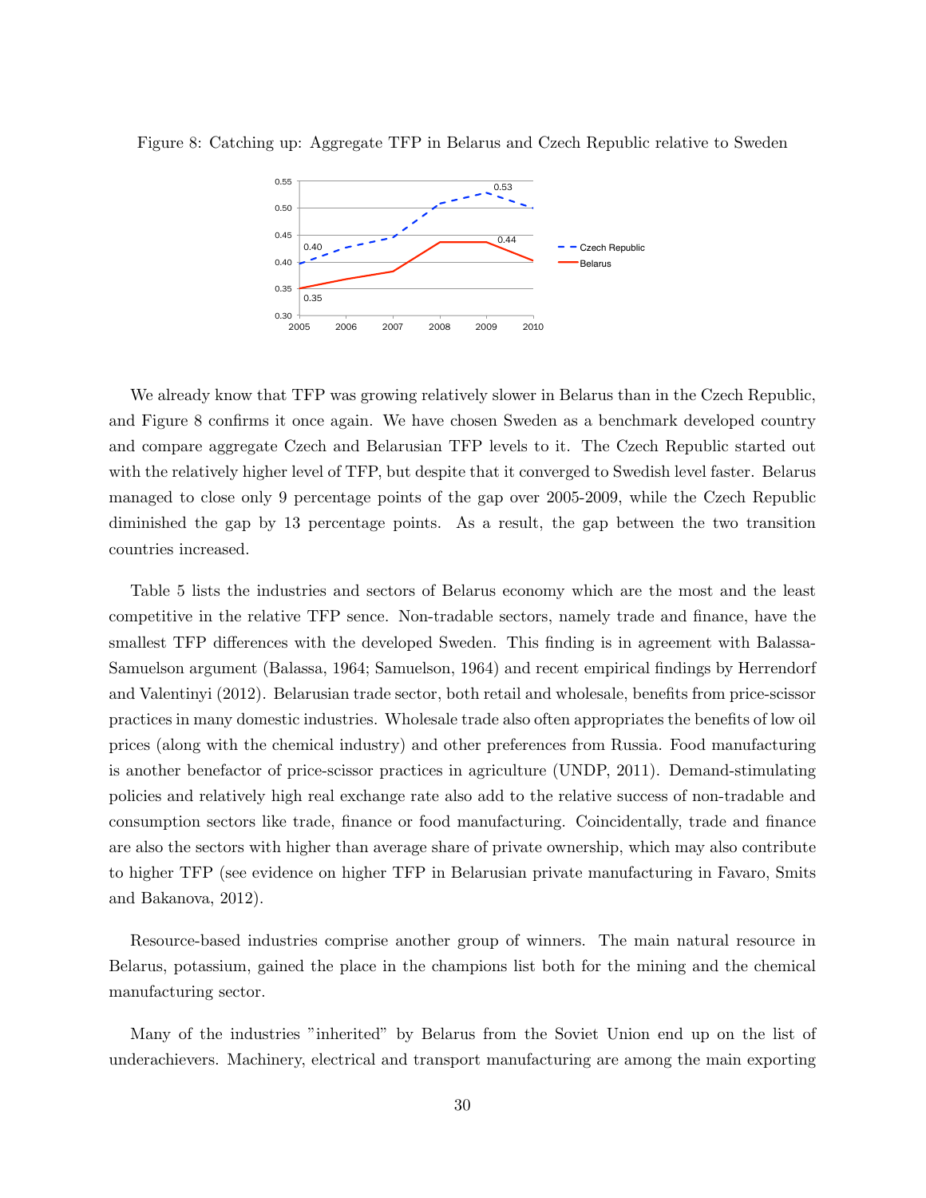Figure 8: Catching up: Aggregate TFP in Belarus and Czech Republic relative to Sweden

We already know that TFP was growing relatively slower in Belarus than in the Czech Republic, and Figure 8 confirms it once again. We have chosen Sweden as a benchmark developed country and compare aggregate Czech and Belarusian TFP levels to it. The Czech Republic started out with the relatively higher level of TFP, but despite that it converged to Swedish level faster. Belarus managed to close only 9 percentage points of the gap over 2005-2009, while the Czech Republic diminished the gap by 13 percentage points. As a result, the gap between the two transition countries increased.

Table 5 lists the industries and sectors of Belarus economy which are the most and the least competitive in the relative TFP sence. Non-tradable sectors, namely trade and finance, have the smallest TFP differences with the developed Sweden. This finding is in agreement with Balassa-Samuelson argument (Balassa, 1964; Samuelson, 1964) and recent empirical findings by Herrendorf and Valentinyi (2012). Belarusian trade sector, both retail and wholesale, benefits from price-scissor practices in many domestic industries. Wholesale trade also often appropriates the benefits of low oil prices (along with the chemical industry) and other preferences from Russia. Food manufacturing is another benefactor of price-scissor practices in agriculture (UNDP, 2011). Demand-stimulating policies and relatively high real exchange rate also add to the relative success of non-tradable and consumption sectors like trade, finance or food manufacturing. Coincidentally, trade and finance are also the sectors with higher than average share of private ownership, which may also contribute to higher TFP (see evidence on higher TFP in Belarusian private manufacturing in Favaro, Smits and Bakanova, 2012).

Resource-based industries comprise another group of winners. The main natural resource in Belarus, potassium, gained the place in the champions list both for the mining and the chemical manufacturing sector.

Many of the industries "inherited" by Belarus from the Soviet Union end up on the list of underachievers. Machinery, electrical and transport manufacturing are among the main exporting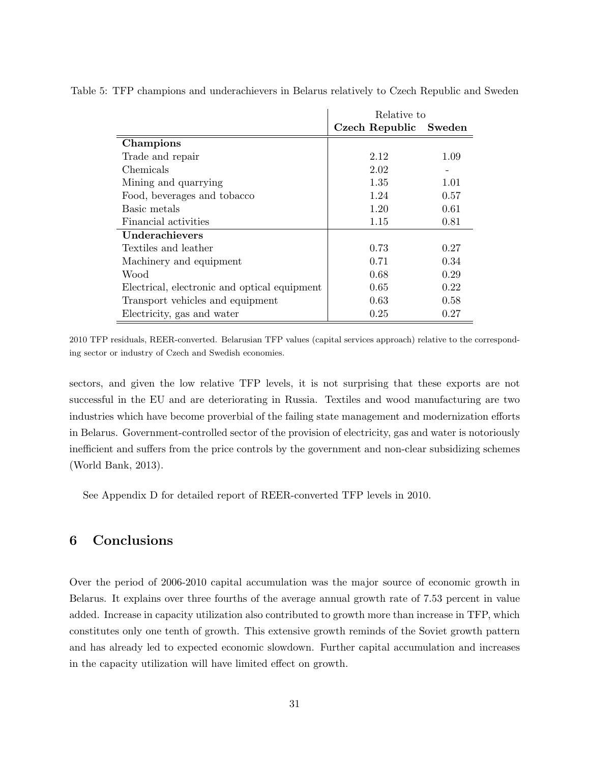Table 5: TFP champions and underachievers in Belarus relatively to Czech Republic and Sweden

| | Relative to | |
|---|---|---|
| | **Czech Republic** | **Sweden** |
| **Champions** | | |
| Trade and repair | 2.12 | 1.09 |
| Chemicals | 2.02 | - |
| Mining and quarrying | 1.35 | 1.01 |
| Food, beverages and tobacco | 1.24 | 0.57 |
| Basic metals | 1.20 | 0.61 |
| Financial activities | 1.15 | 0.81 |
| **Underachievers** | | |
| Textiles and leather | 0.73 | 0.27 |
| Machinery and equipment | 0.71 | 0.34 |
| Wood | 0.68 | 0.29 |
| Electrical, electronic and optical equipment | 0.65 | 0.22 |
| Transport vehicles and equipment | 0.63 | 0.58 |
| Electricity, gas and water | 0.25 | 0.27 |

2010 TFP residuals, REER-converted. Belarusian TFP values (capital services approach) relative to the corresponding sector or industry of Czech and Swedish economies.

sectors, and given the low relative TFP levels, it is not surprising that these exports are not successful in the EU and are deteriorating in Russia. Textiles and wood manufacturing are two industries which have become proverbial of the failing state management and modernization efforts in Belarus. Government-controlled sector of the provision of electricity, gas and water is notoriously inefficient and suffers from the price controls by the government and non-clear subsidizing schemes (World Bank, 2013).

See Appendix D for detailed report of REER-converted TFP levels in 2010.

## 6 Conclusions

Over the period of 2006-2010 capital accumulation was the major source of economic growth in Belarus. It explains over three fourths of the average annual growth rate of 7.53 percent in value added. Increase in capacity utilization also contributed to growth more than increase in TFP, which constitutes only one tenth of growth. This extensive growth reminds of the Soviet growth pattern and has already led to expected economic slowdown. Further capital accumulation and increases in the capacity utilization will have limited effect on growth.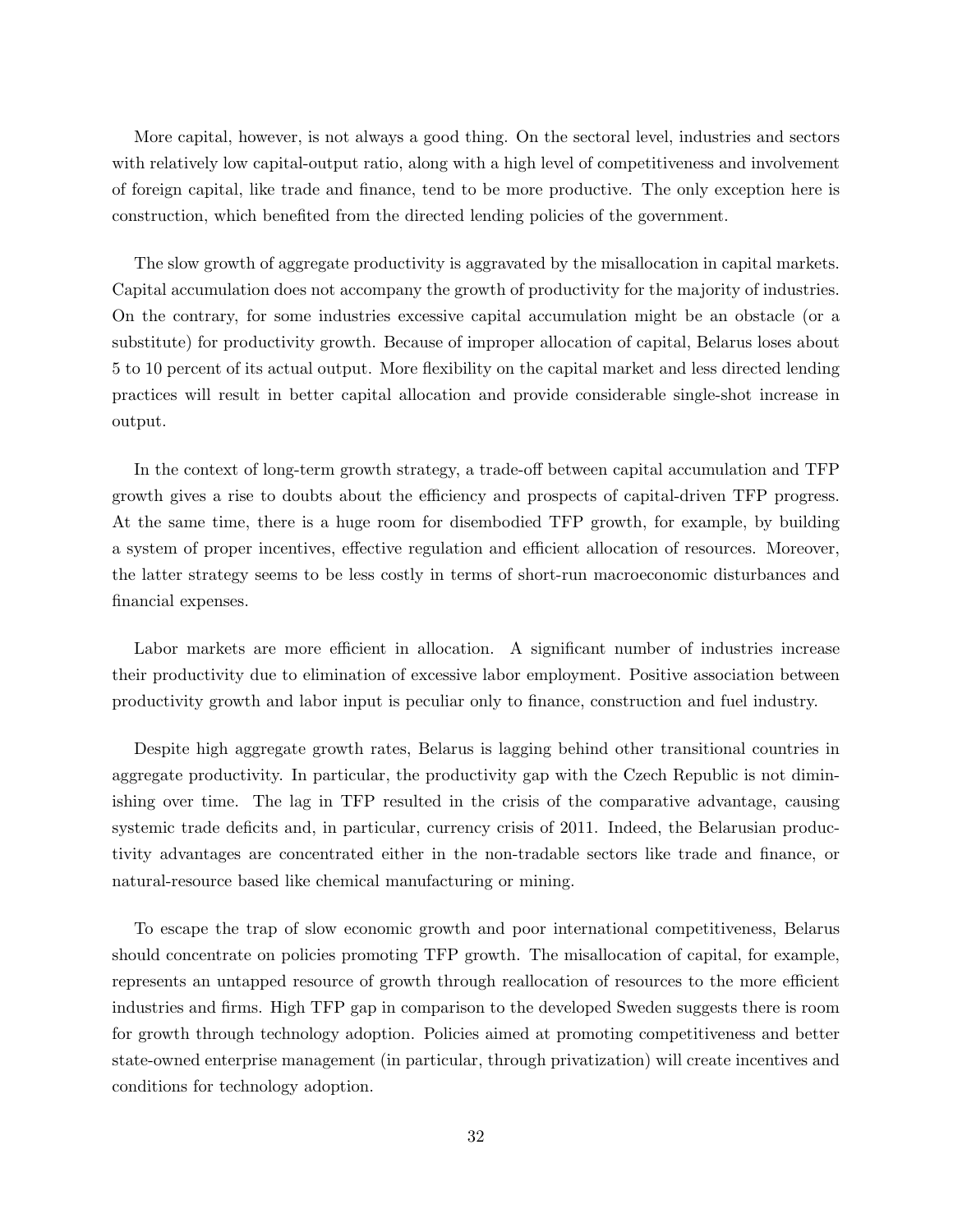More capital, however, is not always a good thing. On the sectoral level, industries and sectors with relatively low capital-output ratio, along with a high level of competitiveness and involvement of foreign capital, like trade and finance, tend to be more productive. The only exception here is construction, which benefited from the directed lending policies of the government.

The slow growth of aggregate productivity is aggravated by the misallocation in capital markets. Capital accumulation does not accompany the growth of productivity for the majority of industries. On the contrary, for some industries excessive capital accumulation might be an obstacle (or a substitute) for productivity growth. Because of improper allocation of capital, Belarus loses about 5 to 10 percent of its actual output. More flexibility on the capital market and less directed lending practices will result in better capital allocation and provide considerable single-shot increase in output.

In the context of long-term growth strategy, a trade-off between capital accumulation and TFP growth gives a rise to doubts about the efficiency and prospects of capital-driven TFP progress. At the same time, there is a huge room for disembodied TFP growth, for example, by building a system of proper incentives, effective regulation and efficient allocation of resources. Moreover, the latter strategy seems to be less costly in terms of short-run macroeconomic disturbances and financial expenses.

Labor markets are more efficient in allocation. A significant number of industries increase their productivity due to elimination of excessive labor employment. Positive association between productivity growth and labor input is peculiar only to finance, construction and fuel industry.

Despite high aggregate growth rates, Belarus is lagging behind other transitional countries in aggregate productivity. In particular, the productivity gap with the Czech Republic is not diminishing over time. The lag in TFP resulted in the crisis of the comparative advantage, causing systemic trade deficits and, in particular, currency crisis of 2011. Indeed, the Belarusian productivity advantages are concentrated either in the non-tradable sectors like trade and finance, or natural-resource based like chemical manufacturing or mining.

To escape the trap of slow economic growth and poor international competitiveness, Belarus should concentrate on policies promoting TFP growth. The misallocation of capital, for example, represents an untapped resource of growth through reallocation of resources to the more efficient industries and firms. High TFP gap in comparison to the developed Sweden suggests there is room for growth through technology adoption. Policies aimed at promoting competitiveness and better state-owned enterprise management (in particular, through privatization) will create incentives and conditions for technology adoption.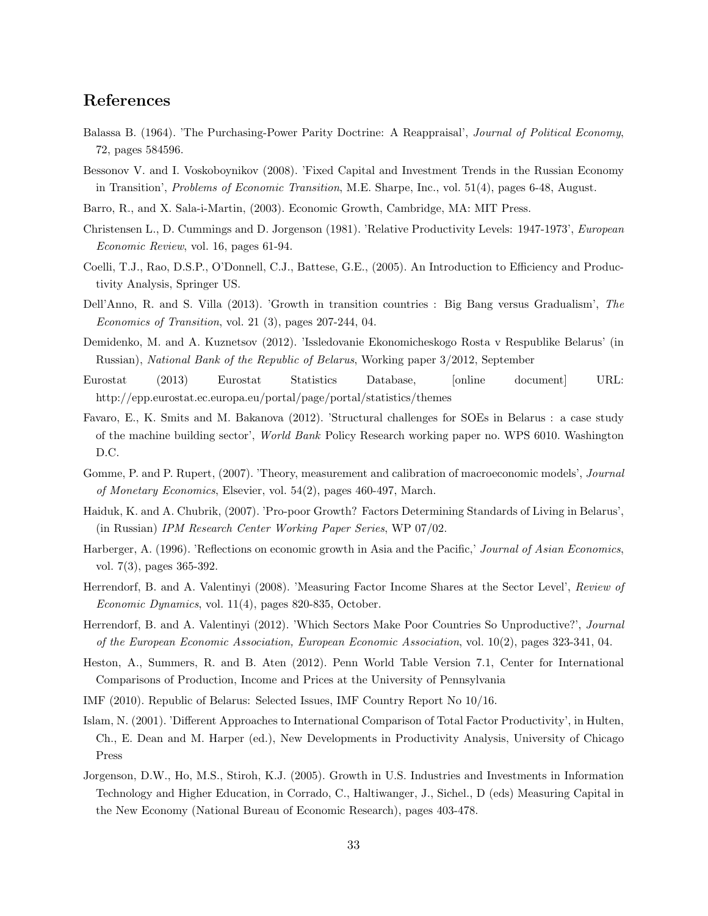## References

Balassa B. (1964). 'The Purchasing-Power Parity Doctrine: A Reappraisal', *Journal of Political Economy*, 72, pages 584596.

Bessonov V. and I. Voskoboynikov (2008). 'Fixed Capital and Investment Trends in the Russian Economy in Transition', *Problems of Economic Transition*, M.E. Sharpe, Inc., vol. 51(4), pages 6-48, August.

Barro, R., and X. Sala-i-Martin, (2003). Economic Growth, Cambridge, MA: MIT Press.

Christensen L., D. Cummings and D. Jorgenson (1981). 'Relative Productivity Levels: 1947-1973', *European Economic Review*, vol. 16, pages 61-94.

Coelli, T.J., Rao, D.S.P., O'Donnell, C.J., Battese, G.E., (2005). An Introduction to Efficiency and Productivity Analysis, Springer US.

Dell'Anno, R. and S. Villa (2013). 'Growth in transition countries : Big Bang versus Gradualism', *The Economics of Transition*, vol. 21 (3), pages 207-244, 04.

Demidenko, M. and A. Kuznetsov (2012). 'Issledovanie Ekonomicheskogo Rosta v Respublike Belarus' (in Russian), *National Bank of the Republic of Belarus*, Working paper 3/2012, September

Eurostat (2013) Eurostat Statistics Database, [online document] URL: http://epp.eurostat.ec.europa.eu/portal/page/portal/statistics/themes

Favaro, E., K. Smits and M. Bakanova (2012). 'Structural challenges for SOEs in Belarus : a case study of the machine building sector', *World Bank* Policy Research working paper no. WPS 6010. Washington D.C.

Gomme, P. and P. Rupert, (2007). 'Theory, measurement and calibration of macroeconomic models', *Journal of Monetary Economics*, Elsevier, vol. 54(2), pages 460-497, March.

Haiduk, K. and A. Chubrik, (2007). 'Pro-poor Growth? Factors Determining Standards of Living in Belarus', (in Russian) *IPM Research Center Working Paper Series*, WP 07/02.

Harberger, A. (1996). 'Reflections on economic growth in Asia and the Pacific,' *Journal of Asian Economics*, vol. 7(3), pages 365-392.

Herrendorf, B. and A. Valentinyi (2008). 'Measuring Factor Income Shares at the Sector Level', *Review of Economic Dynamics*, vol. 11(4), pages 820-835, October.

Herrendorf, B. and A. Valentinyi (2012). 'Which Sectors Make Poor Countries So Unproductive?', *Journal of the European Economic Association, European Economic Association*, vol. 10(2), pages 323-341, 04.

Heston, A., Summers, R. and B. Aten (2012). Penn World Table Version 7.1, Center for International Comparisons of Production, Income and Prices at the University of Pennsylvania

IMF (2010). Republic of Belarus: Selected Issues, IMF Country Report No 10/16.

Islam, N. (2001). 'Different Approaches to International Comparison of Total Factor Productivity', in Hulten, Ch., E. Dean and M. Harper (ed.), New Developments in Productivity Analysis, University of Chicago Press

Jorgenson, D.W., Ho, M.S., Stiroh, K.J. (2005). Growth in U.S. Industries and Investments in Information Technology and Higher Education, in Corrado, C., Haltiwanger, J., Sichel., D (eds) Measuring Capital in the New Economy (National Bureau of Economic Research), pages 403-478.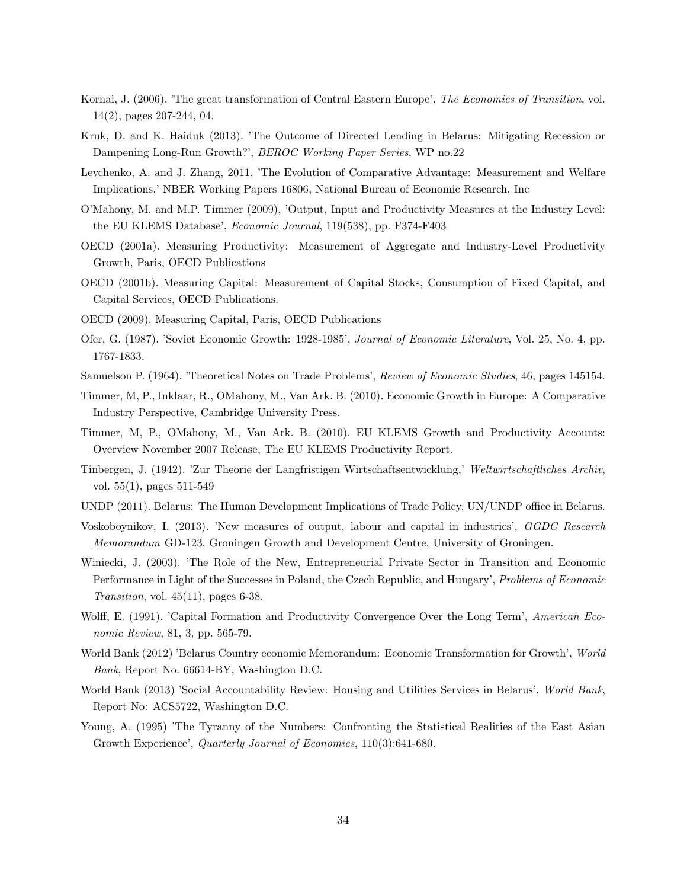Kornai, J. (2006). 'The great transformation of Central Eastern Europe', *The Economics of Transition*, vol. 14(2), pages 207-244, 04.

Kruk, D. and K. Haiduk (2013). 'The Outcome of Directed Lending in Belarus: Mitigating Recession or Dampening Long-Run Growth?', *BEROC Working Paper Series*, WP no.22

Levchenko, A. and J. Zhang, 2011. 'The Evolution of Comparative Advantage: Measurement and Welfare Implications,' NBER Working Papers 16806, National Bureau of Economic Research, Inc

O'Mahony, M. and M.P. Timmer (2009), 'Output, Input and Productivity Measures at the Industry Level: the EU KLEMS Database', *Economic Journal*, 119(538), pp. F374-F403

OECD (2001a). Measuring Productivity: Measurement of Aggregate and Industry-Level Productivity Growth, Paris, OECD Publications

OECD (2001b). Measuring Capital: Measurement of Capital Stocks, Consumption of Fixed Capital, and Capital Services, OECD Publications.

OECD (2009). Measuring Capital, Paris, OECD Publications

Ofer, G. (1987). 'Soviet Economic Growth: 1928-1985', *Journal of Economic Literature*, Vol. 25, No. 4, pp. 1767-1833.

Samuelson P. (1964). 'Theoretical Notes on Trade Problems', *Review of Economic Studies*, 46, pages 145154.

Timmer, M, P., Inklaar, R., OMahony, M., Van Ark. B. (2010). Economic Growth in Europe: A Comparative Industry Perspective, Cambridge University Press.

Timmer, M, P., OMahony, M., Van Ark. B. (2010). EU KLEMS Growth and Productivity Accounts: Overview November 2007 Release, The EU KLEMS Productivity Report.

Tinbergen, J. (1942). 'Zur Theorie der Langfristigen Wirtschaftsentwicklung,' *Weltwirtschaftliches Archiv*, vol. 55(1), pages 511-549

UNDP (2011). Belarus: The Human Development Implications of Trade Policy, UN/UNDP office in Belarus.

Voskoboynikov, I. (2013). 'New measures of output, labour and capital in industries', *GGDC Research Memorandum* GD-123, Groningen Growth and Development Centre, University of Groningen.

Winiecki, J. (2003). 'The Role of the New, Entrepreneurial Private Sector in Transition and Economic Performance in Light of the Successes in Poland, the Czech Republic, and Hungary', *Problems of Economic Transition*, vol. 45(11), pages 6-38.

Wolff, E. (1991). 'Capital Formation and Productivity Convergence Over the Long Term', *American Economic Review*, 81, 3, pp. 565-79.

World Bank (2012) 'Belarus Country economic Memorandum: Economic Transformation for Growth', *World Bank*, Report No. 66614-BY, Washington D.C.

World Bank (2013) 'Social Accountability Review: Housing and Utilities Services in Belarus', *World Bank*, Report No: ACS5722, Washington D.C.

Young, A. (1995) 'The Tyranny of the Numbers: Confronting the Statistical Realities of the East Asian Growth Experience', *Quarterly Journal of Economics*, 110(3):641-680.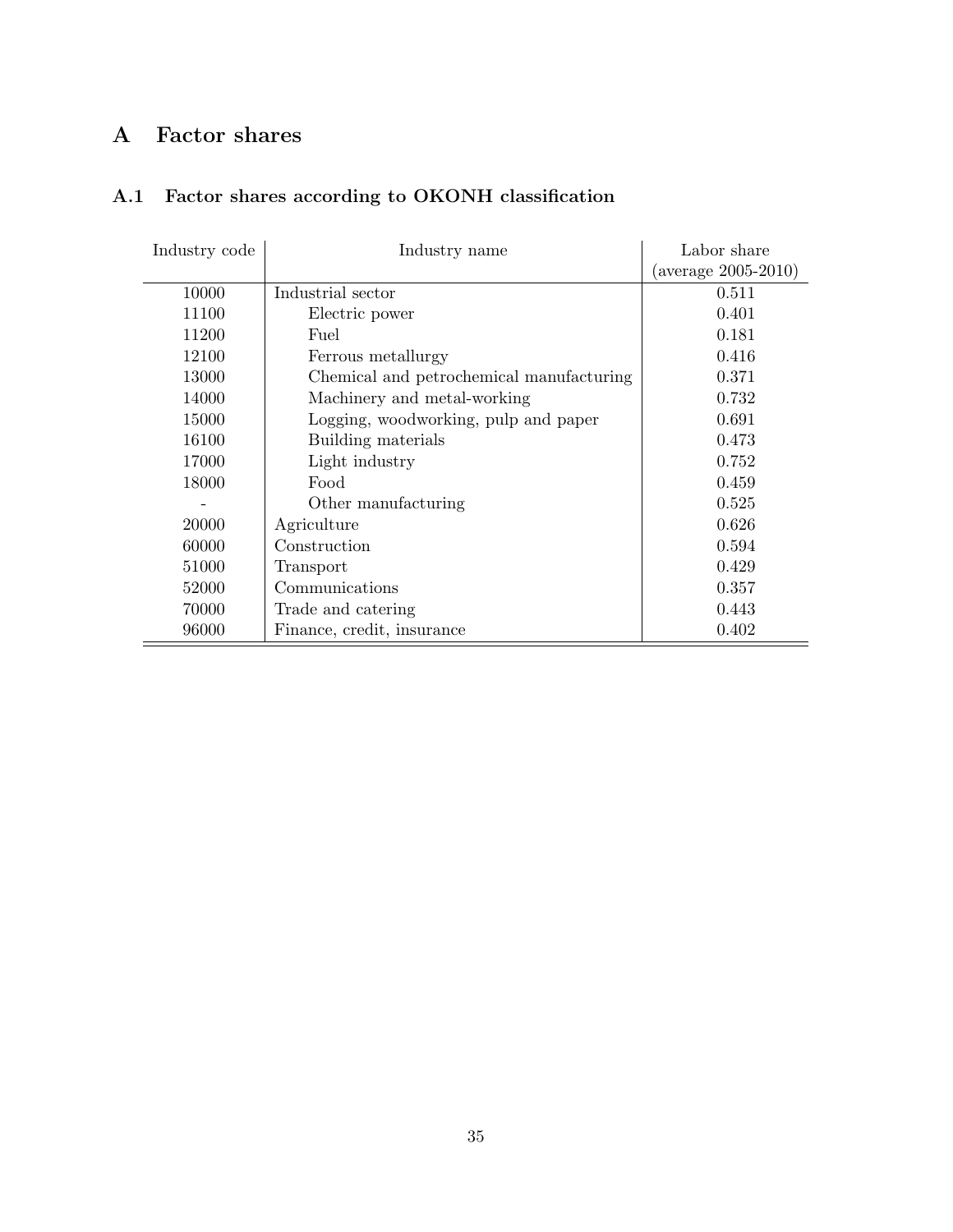# A Factor shares

## A.1 Factor shares according to OKONH classification

| Industry code | Industry name | Labor share (average 2005-2010) |
|---|---|---|
| 10000 | Industrial sector | 0.511 |
| 11100 | Electric power | 0.401 |
| 11200 | Fuel | 0.181 |
| 12100 | Ferrous metallurgy | 0.416 |
| 13000 | Chemical and petrochemical manufacturing | 0.371 |
| 14000 | Machinery and metal-working | 0.732 |
| 15000 | Logging, woodworking, pulp and paper | 0.691 |
| 16100 | Building materials | 0.473 |
| 17000 | Light industry | 0.752 |
| 18000 | Food | 0.459 |
| - | Other manufacturing | 0.525 |
| 20000 | Agriculture | 0.626 |
| 60000 | Construction | 0.594 |
| 51000 | Transport | 0.429 |
| 52000 | Communications | 0.357 |
| 70000 | Trade and catering | 0.443 |
| 96000 | Finance, credit, insurance | 0.402 |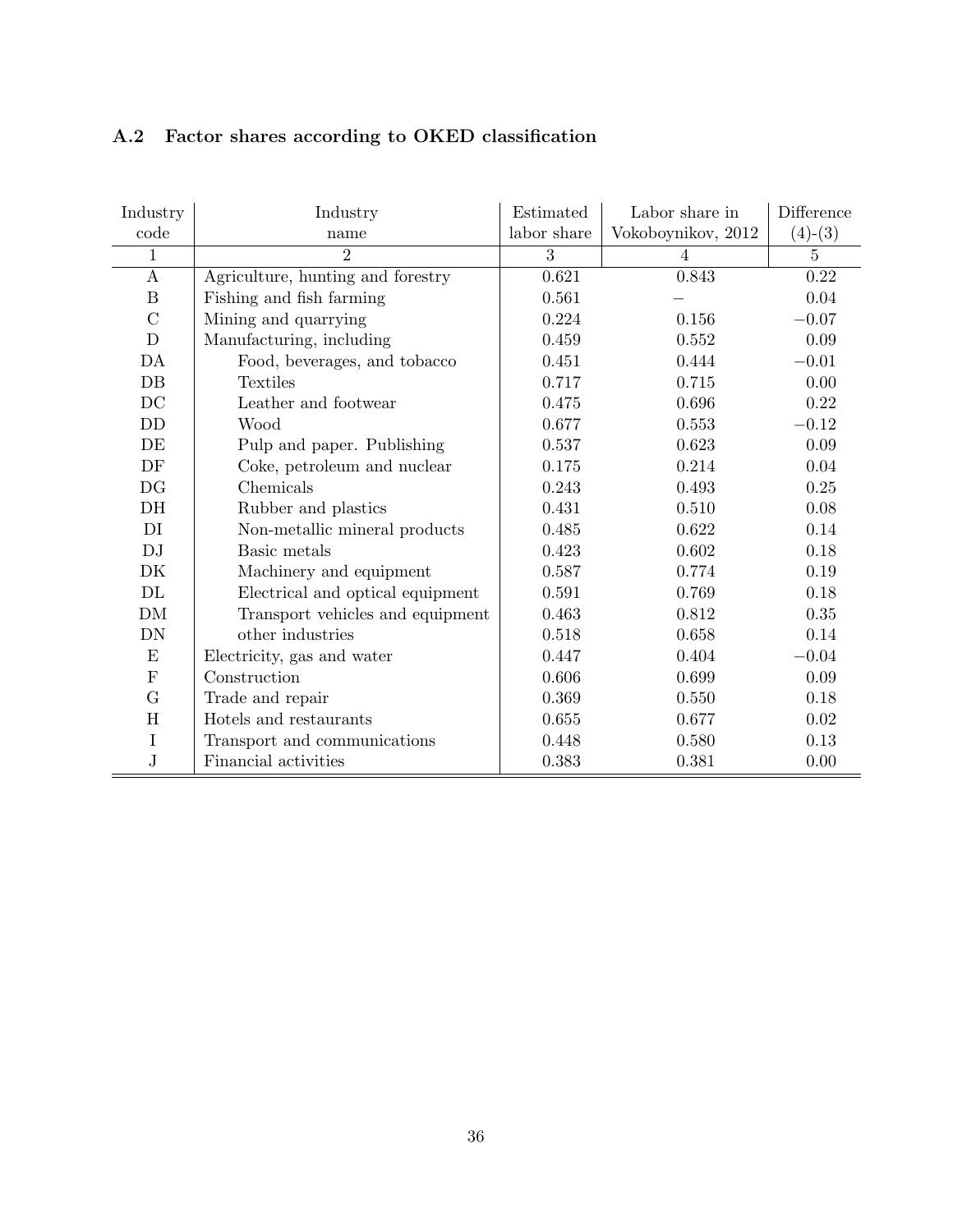### A.2 Factor shares according to OKED classification

| Industry code | Industry name | Estimated labor share | Labor share in Vokoboynikov, 2012 | Difference (4)-(3) |
|---|---|---|---|---|
| 1 | 2 | 3 | 4 | 5 |
| A | Agriculture, hunting and forestry | 0.621 | 0.843 | 0.22 |
| B | Fishing and fish farming | 0.561 | – | 0.04 |
| C | Mining and quarrying | 0.224 | 0.156 | −0.07 |
| D | Manufacturing, including | 0.459 | 0.552 | 0.09 |
| DA | Food, beverages, and tobacco | 0.451 | 0.444 | −0.01 |
| DB | Textiles | 0.717 | 0.715 | 0.00 |
| DC | Leather and footwear | 0.475 | 0.696 | 0.22 |
| DD | Wood | 0.677 | 0.553 | −0.12 |
| DE | Pulp and paper. Publishing | 0.537 | 0.623 | 0.09 |
| DF | Coke, petroleum and nuclear | 0.175 | 0.214 | 0.04 |
| DG | Chemicals | 0.243 | 0.493 | 0.25 |
| DH | Rubber and plastics | 0.431 | 0.510 | 0.08 |
| DI | Non-metallic mineral products | 0.485 | 0.622 | 0.14 |
| DJ | Basic metals | 0.423 | 0.602 | 0.18 |
| DK | Machinery and equipment | 0.587 | 0.774 | 0.19 |
| DL | Electrical and optical equipment | 0.591 | 0.769 | 0.18 |
| DM | Transport vehicles and equipment | 0.463 | 0.812 | 0.35 |
| DN | other industries | 0.518 | 0.658 | 0.14 |
| E | Electricity, gas and water | 0.447 | 0.404 | −0.04 |
| F | Construction | 0.606 | 0.699 | 0.09 |
| G | Trade and repair | 0.369 | 0.550 | 0.18 |
| H | Hotels and restaurants | 0.655 | 0.677 | 0.02 |
| I | Transport and communications | 0.448 | 0.580 | 0.13 |
| J | Financial activities | 0.383 | 0.381 | 0.00 |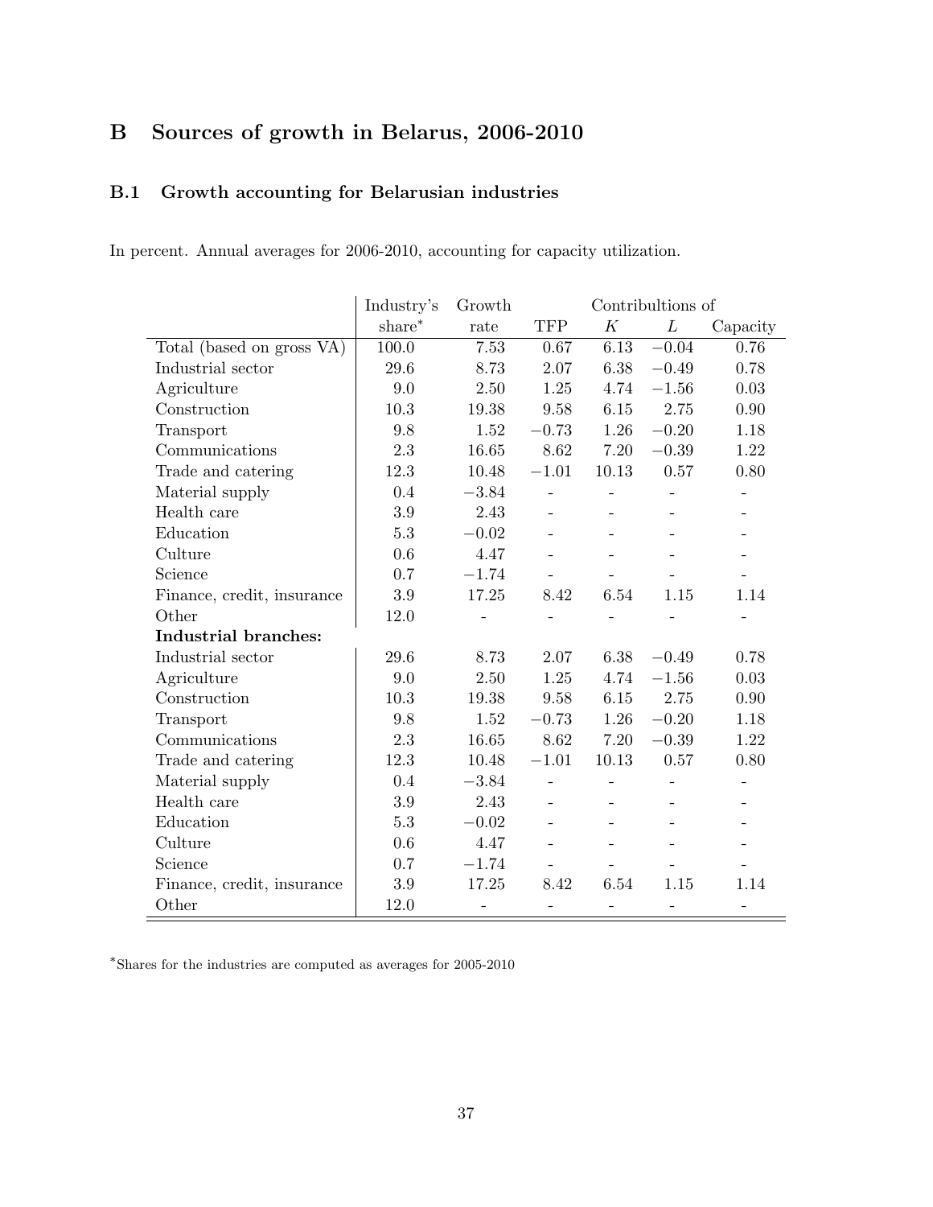# B Sources of growth in Belarus, 2006-2010

## B.1 Growth accounting for Belarusian industries

In percent. Annual averages for 2006-2010, accounting for capacity utilization.

| | Industry's | Growth | | Contribultions of | | |
|---|---|---|---|---|---|---|
| | share* | rate | TFP | $K$ | $L$ | Capacity |
| Total (based on gross VA) | 100.0 | 7.53 | 0.67 | 6.13 | $-0.04$ | 0.76 |
| Industrial sector | 29.6 | 8.73 | 2.07 | 6.38 | $-0.49$ | 0.78 |
| Agriculture | 9.0 | 2.50 | 1.25 | 4.74 | $-1.56$ | 0.03 |
| Construction | 10.3 | 19.38 | 9.58 | 6.15 | 2.75 | 0.90 |
| Transport | 9.8 | 1.52 | $-0.73$ | 1.26 | $-0.20$ | 1.18 |
| Communications | 2.3 | 16.65 | 8.62 | 7.20 | $-0.39$ | 1.22 |
| Trade and catering | 12.3 | 10.48 | $-1.01$ | 10.13 | 0.57 | 0.80 |
| Material supply | 0.4 | $-3.84$ | - | - | - | - |
| Health care | 3.9 | 2.43 | - | - | - | - |
| Education | 5.3 | $-0.02$ | - | - | - | - |
| Culture | 0.6 | 4.47 | - | - | - | - |
| Science | 0.7 | $-1.74$ | - | - | - | - |
| Finance, credit, insurance | 3.9 | 17.25 | 8.42 | 6.54 | 1.15 | 1.14 |
| Other | 12.0 | - | - | - | - | - |
| **Industrial branches:** | | | | | | |
| Industrial sector | 29.6 | 8.73 | 2.07 | 6.38 | $-0.49$ | 0.78 |
| Agriculture | 9.0 | 2.50 | 1.25 | 4.74 | $-1.56$ | 0.03 |
| Construction | 10.3 | 19.38 | 9.58 | 6.15 | 2.75 | 0.90 |
| Transport | 9.8 | 1.52 | $-0.73$ | 1.26 | $-0.20$ | 1.18 |
| Communications | 2.3 | 16.65 | 8.62 | 7.20 | $-0.39$ | 1.22 |
| Trade and catering | 12.3 | 10.48 | $-1.01$ | 10.13 | 0.57 | 0.80 |
| Material supply | 0.4 | $-3.84$ | - | - | - | - |
| Health care | 3.9 | 2.43 | - | - | - | - |
| Education | 5.3 | $-0.02$ | - | - | - | - |
| Culture | 0.6 | 4.47 | - | - | - | - |
| Science | 0.7 | $-1.74$ | - | - | - | - |
| Finance, credit, insurance | 3.9 | 17.25 | 8.42 | 6.54 | 1.15 | 1.14 |
| Other | 12.0 | - | - | - | - | - |

*Shares for the industries are computed as averages for 2005-2010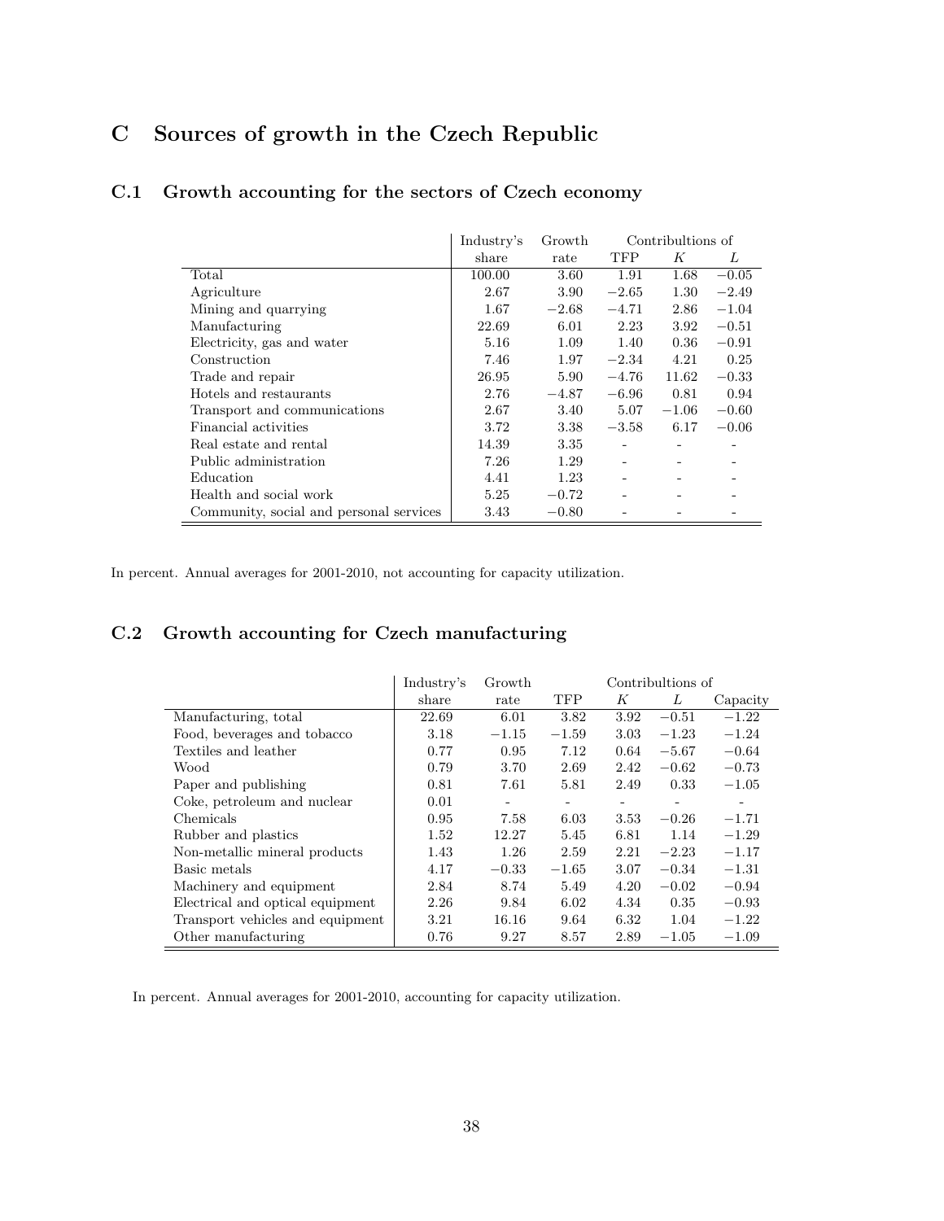# C Sources of growth in the Czech Republic

## C.1 Growth accounting for the sectors of Czech economy

| | Industry's share | Growth rate | Contribultions of TFP | $K$ | $L$ |
|---|---|---|---|---|---|
| Total | 100.00 | 3.60 | 1.91 | 1.68 | −0.05 |
| Agriculture | 2.67 | 3.90 | −2.65 | 1.30 | −2.49 |
| Mining and quarrying | 1.67 | −2.68 | −4.71 | 2.86 | −1.04 |
| Manufacturing | 22.69 | 6.01 | 2.23 | 3.92 | −0.51 |
| Electricity, gas and water | 5.16 | 1.09 | 1.40 | 0.36 | −0.91 |
| Construction | 7.46 | 1.97 | −2.34 | 4.21 | 0.25 |
| Trade and repair | 26.95 | 5.90 | −4.76 | 11.62 | −0.33 |
| Hotels and restaurants | 2.76 | −4.87 | −6.96 | 0.81 | 0.94 |
| Transport and communications | 2.67 | 3.40 | 5.07 | −1.06 | −0.60 |
| Financial activities | 3.72 | 3.38 | −3.58 | 6.17 | −0.06 |
| Real estate and rental | 14.39 | 3.35 | - | - | - |
| Public administration | 7.26 | 1.29 | - | - | - |
| Education | 4.41 | 1.23 | - | - | - |
| Health and social work | 5.25 | −0.72 | - | - | - |
| Community, social and personal services | 3.43 | −0.80 | - | - | - |

In percent. Annual averages for 2001-2010, not accounting for capacity utilization.

## C.2 Growth accounting for Czech manufacturing

| | Industry's share | Growth rate | Contribultions of TFP | $K$ | $L$ | Capacity |
|---|---|---|---|---|---|---|
| Manufacturing, total | 22.69 | 6.01 | 3.82 | 3.92 | −0.51 | −1.22 |
| Food, beverages and tobacco | 3.18 | −1.15 | −1.59 | 3.03 | −1.23 | −1.24 |
| Textiles and leather | 0.77 | 0.95 | 7.12 | 0.64 | −5.67 | −0.64 |
| Wood | 0.79 | 3.70 | 2.69 | 2.42 | −0.62 | −0.73 |
| Paper and publishing | 0.81 | 7.61 | 5.81 | 2.49 | 0.33 | −1.05 |
| Coke, petroleum and nuclear | 0.01 | - | - | - | - | - |
| Chemicals | 0.95 | 7.58 | 6.03 | 3.53 | −0.26 | −1.71 |
| Rubber and plastics | 1.52 | 12.27 | 5.45 | 6.81 | 1.14 | −1.29 |
| Non-metallic mineral products | 1.43 | 1.26 | 2.59 | 2.21 | −2.23 | −1.17 |
| Basic metals | 4.17 | −0.33 | −1.65 | 3.07 | −0.34 | −1.31 |
| Machinery and equipment | 2.84 | 8.74 | 5.49 | 4.20 | −0.02 | −0.94 |
| Electrical and optical equipment | 2.26 | 9.84 | 6.02 | 4.34 | 0.35 | −0.93 |
| Transport vehicles and equipment | 3.21 | 16.16 | 9.64 | 6.32 | 1.04 | −1.22 |
| Other manufacturing | 0.76 | 9.27 | 8.57 | 2.89 | −1.05 | −1.09 |

In percent. Annual averages for 2001-2010, accounting for capacity utilization.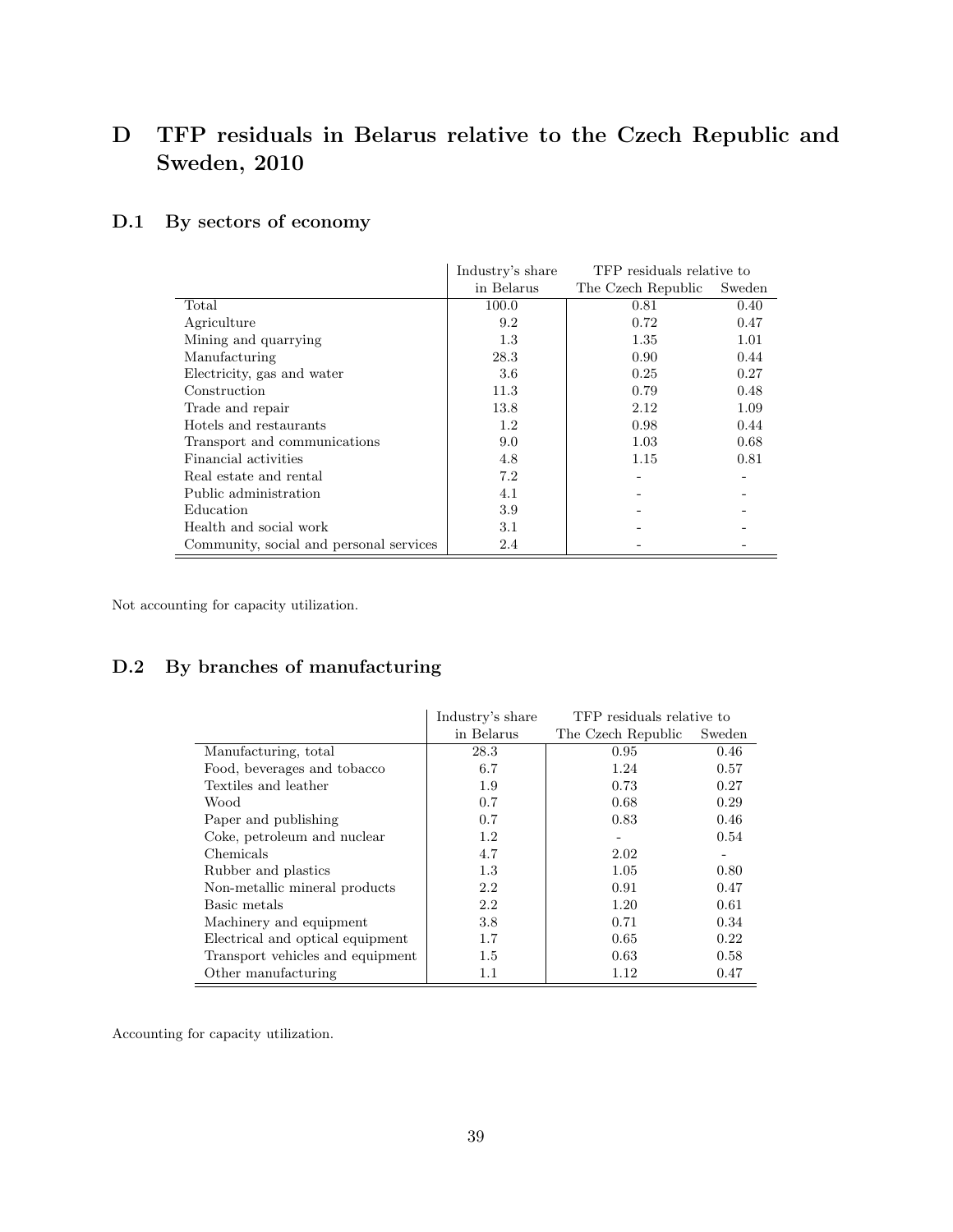# D TFP residuals in Belarus relative to the Czech Republic and Sweden, 2010

## D.1 By sectors of economy

| | Industry's share | TFP residuals relative to | |
|---|---|---|---|
| | in Belarus | The Czech Republic | Sweden |
| Total | 100.0 | 0.81 | 0.40 |
| Agriculture | 9.2 | 0.72 | 0.47 |
| Mining and quarrying | 1.3 | 1.35 | 1.01 |
| Manufacturing | 28.3 | 0.90 | 0.44 |
| Electricity, gas and water | 3.6 | 0.25 | 0.27 |
| Construction | 11.3 | 0.79 | 0.48 |
| Trade and repair | 13.8 | 2.12 | 1.09 |
| Hotels and restaurants | 1.2 | 0.98 | 0.44 |
| Transport and communications | 9.0 | 1.03 | 0.68 |
| Financial activities | 4.8 | 1.15 | 0.81 |
| Real estate and rental | 7.2 | - | - |
| Public administration | 4.1 | - | - |
| Education | 3.9 | - | - |
| Health and social work | 3.1 | - | - |
| Community, social and personal services | 2.4 | - | - |

Not accounting for capacity utilization.

## D.2 By branches of manufacturing

| | Industry's share | TFP residuals relative to | |
|---|---|---|---|
| | in Belarus | The Czech Republic | Sweden |
| Manufacturing, total | 28.3 | 0.95 | 0.46 |
| Food, beverages and tobacco | 6.7 | 1.24 | 0.57 |
| Textiles and leather | 1.9 | 0.73 | 0.27 |
| Wood | 0.7 | 0.68 | 0.29 |
| Paper and publishing | 0.7 | 0.83 | 0.46 |
| Coke, petroleum and nuclear | 1.2 | - | 0.54 |
| Chemicals | 4.7 | 2.02 | - |
| Rubber and plastics | 1.3 | 1.05 | 0.80 |
| Non-metallic mineral products | 2.2 | 0.91 | 0.47 |
| Basic metals | 2.2 | 1.20 | 0.61 |
| Machinery and equipment | 3.8 | 0.71 | 0.34 |
| Electrical and optical equipment | 1.7 | 0.65 | 0.22 |
| Transport vehicles and equipment | 1.5 | 0.63 | 0.58 |
| Other manufacturing | 1.1 | 1.12 | 0.47 |

Accounting for capacity utilization.